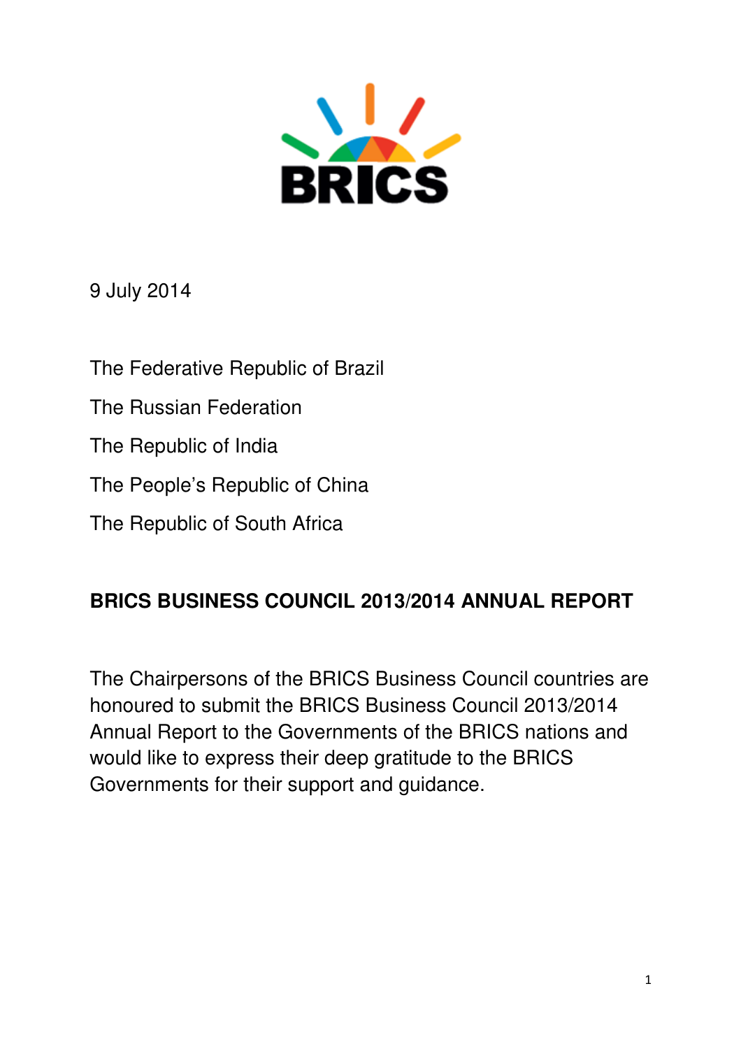BRICS

9 July 2014

The Federative Republic of Brazil

The Russian Federation

The Republic of India

The People's Republic of China

The Republic of South Africa

**BRICS BUSINESS COUNCIL 2013/2014 ANNUAL REPORT**

The Chairpersons of the BRICS Business Council countries are honoured to submit the BRICS Business Council 2013/2014 Annual Report to the Governments of the BRICS nations and would like to express their deep gratitude to the BRICS Governments for their support and guidance.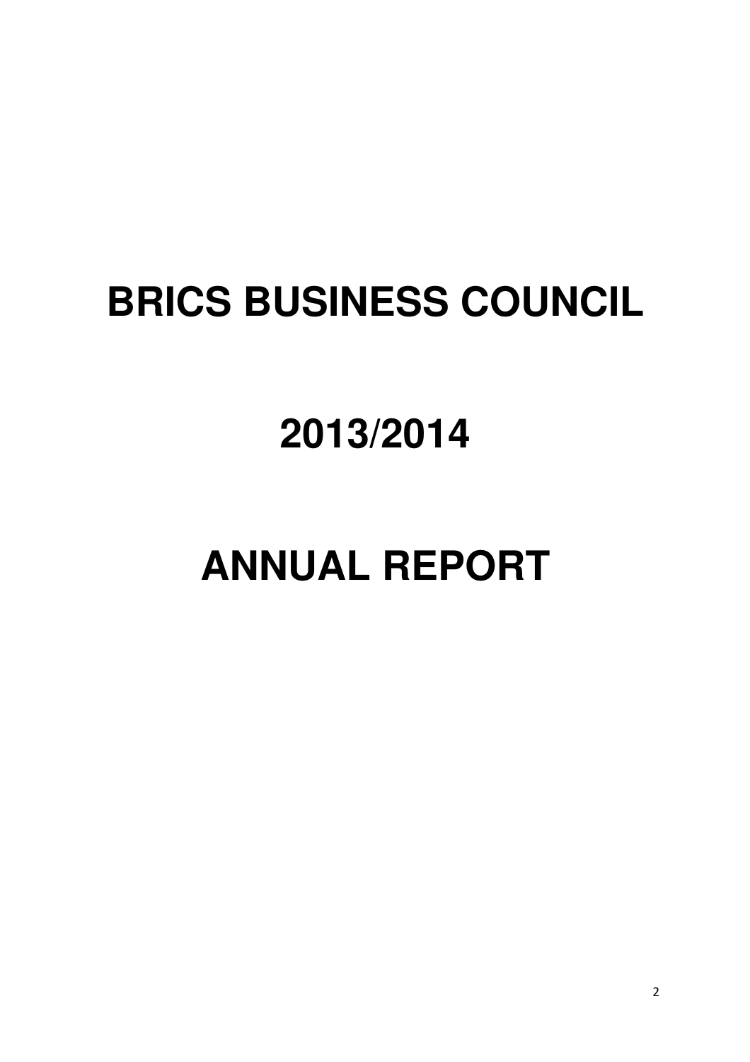# BRICS BUSINESS COUNCIL

# 2013/2014

# ANNUAL REPORT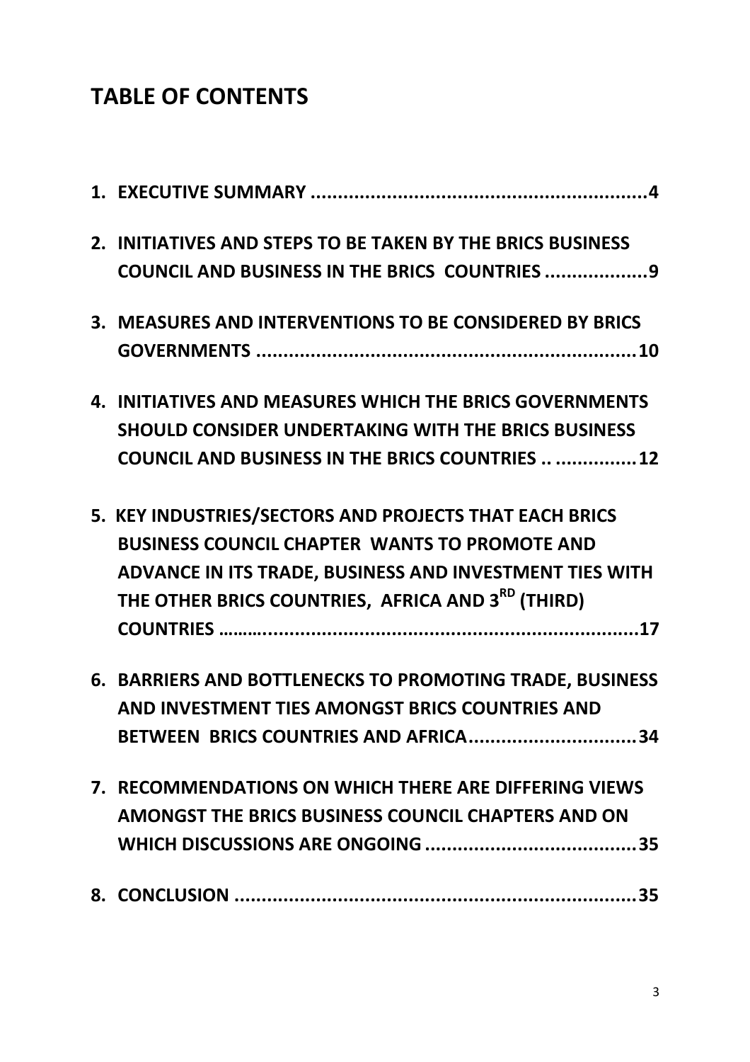## TABLE OF CONTENTS

1. **EXECUTIVE SUMMARY ..............................................................4**
2. **INITIATIVES AND STEPS TO BE TAKEN BY THE BRICS BUSINESS COUNCIL AND BUSINESS IN THE BRICS COUNTRIES ...................9**
3. **MEASURES AND INTERVENTIONS TO BE CONSIDERED BY BRICS GOVERNMENTS .......................................................................10**
4. **INITIATIVES AND MEASURES WHICH THE BRICS GOVERNMENTS SHOULD CONSIDER UNDERTAKING WITH THE BRICS BUSINESS COUNCIL AND BUSINESS IN THE BRICS COUNTRIES .. ...............12**
5. **KEY INDUSTRIES/SECTORS AND PROJECTS THAT EACH BRICS BUSINESS COUNCIL CHAPTER WANTS TO PROMOTE AND ADVANCE IN ITS TRADE, BUSINESS AND INVESTMENT TIES WITH THE OTHER BRICS COUNTRIES, AFRICA AND 3RD (THIRD) COUNTRIES ………........................................................................17**
6. **BARRIERS AND BOTTLENECKS TO PROMOTING TRADE, BUSINESS AND INVESTMENT TIES AMONGST BRICS COUNTRIES AND BETWEEN BRICS COUNTRIES AND AFRICA...............................34**
7. **RECOMMENDATIONS ON WHICH THERE ARE DIFFERING VIEWS AMONGST THE BRICS BUSINESS COUNCIL CHAPTERS AND ON WHICH DISCUSSIONS ARE ONGOING .......................................35**
8. **CONCLUSION ...........................................................................35**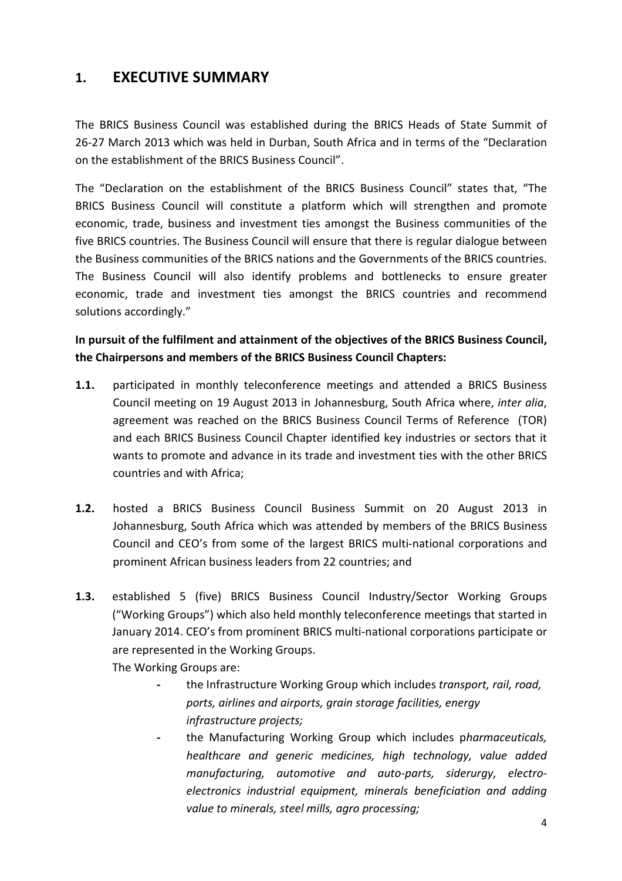# 1. EXECUTIVE SUMMARY

The BRICS Business Council was established during the BRICS Heads of State Summit of 26-27 March 2013 which was held in Durban, South Africa and in terms of the "Declaration on the establishment of the BRICS Business Council".

The "Declaration on the establishment of the BRICS Business Council" states that, "The BRICS Business Council will constitute a platform which will strengthen and promote economic, trade, business and investment ties amongst the Business communities of the five BRICS countries. The Business Council will ensure that there is regular dialogue between the Business communities of the BRICS nations and the Governments of the BRICS countries. The Business Council will also identify problems and bottlenecks to ensure greater economic, trade and investment ties amongst the BRICS countries and recommend solutions accordingly."

**In pursuit of the fulfilment and attainment of the objectives of the BRICS Business Council, the Chairpersons and members of the BRICS Business Council Chapters:**

**1.1.** participated in monthly teleconference meetings and attended a BRICS Business Council meeting on 19 August 2013 in Johannesburg, South Africa where, *inter alia*, agreement was reached on the BRICS Business Council Terms of Reference (TOR) and each BRICS Business Council Chapter identified key industries or sectors that it wants to promote and advance in its trade and investment ties with the other BRICS countries and with Africa;

**1.2.** hosted a BRICS Business Council Business Summit on 20 August 2013 in Johannesburg, South Africa which was attended by members of the BRICS Business Council and CEO's from some of the largest BRICS multi-national corporations and prominent African business leaders from 22 countries; and

**1.3.** established 5 (five) BRICS Business Council Industry/Sector Working Groups ("Working Groups") which also held monthly teleconference meetings that started in January 2014. CEO's from prominent BRICS multi-national corporations participate or are represented in the Working Groups.

The Working Groups are:

- the Infrastructure Working Group which includes *transport, rail, road, ports, airlines and airports, grain storage facilities, energy infrastructure projects;*
- the Manufacturing Working Group which includes p*harmaceuticals, healthcare and generic medicines, high technology, value added manufacturing, automotive and auto-parts, siderurgy, electro-electronics industrial equipment, minerals beneficiation and adding value to minerals, steel mills, agro processing;*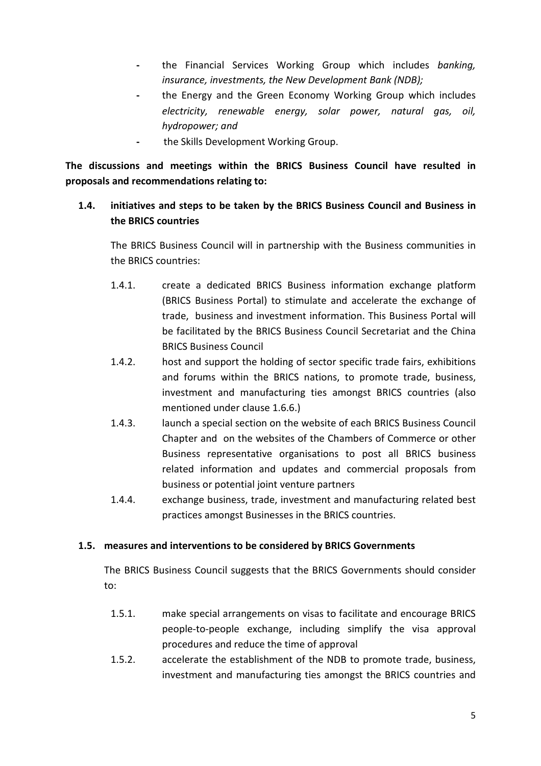- the Financial Services Working Group which includes *banking, insurance, investments, the New Development Bank (NDB);*
- the Energy and the Green Economy Working Group which includes *electricity, renewable energy, solar power, natural gas, oil, hydropower; and*
- the Skills Development Working Group.

**The discussions and meetings within the BRICS Business Council have resulted in proposals and recommendations relating to:**

**1.4. initiatives and steps to be taken by the BRICS Business Council and Business in the BRICS countries**

The BRICS Business Council will in partnership with the Business communities in the BRICS countries:

1.4.1. create a dedicated BRICS Business information exchange platform (BRICS Business Portal) to stimulate and accelerate the exchange of trade, business and investment information. This Business Portal will be facilitated by the BRICS Business Council Secretariat and the China BRICS Business Council

1.4.2. host and support the holding of sector specific trade fairs, exhibitions and forums within the BRICS nations, to promote trade, business, investment and manufacturing ties amongst BRICS countries (also mentioned under clause 1.6.6.)

1.4.3. launch a special section on the website of each BRICS Business Council Chapter and on the websites of the Chambers of Commerce or other Business representative organisations to post all BRICS business related information and updates and commercial proposals from business or potential joint venture partners

1.4.4. exchange business, trade, investment and manufacturing related best practices amongst Businesses in the BRICS countries.

**1.5. measures and interventions to be considered by BRICS Governments**

The BRICS Business Council suggests that the BRICS Governments should consider to:

1.5.1. make special arrangements on visas to facilitate and encourage BRICS people-to-people exchange, including simplify the visa approval procedures and reduce the time of approval

1.5.2. accelerate the establishment of the NDB to promote trade, business, investment and manufacturing ties amongst the BRICS countries and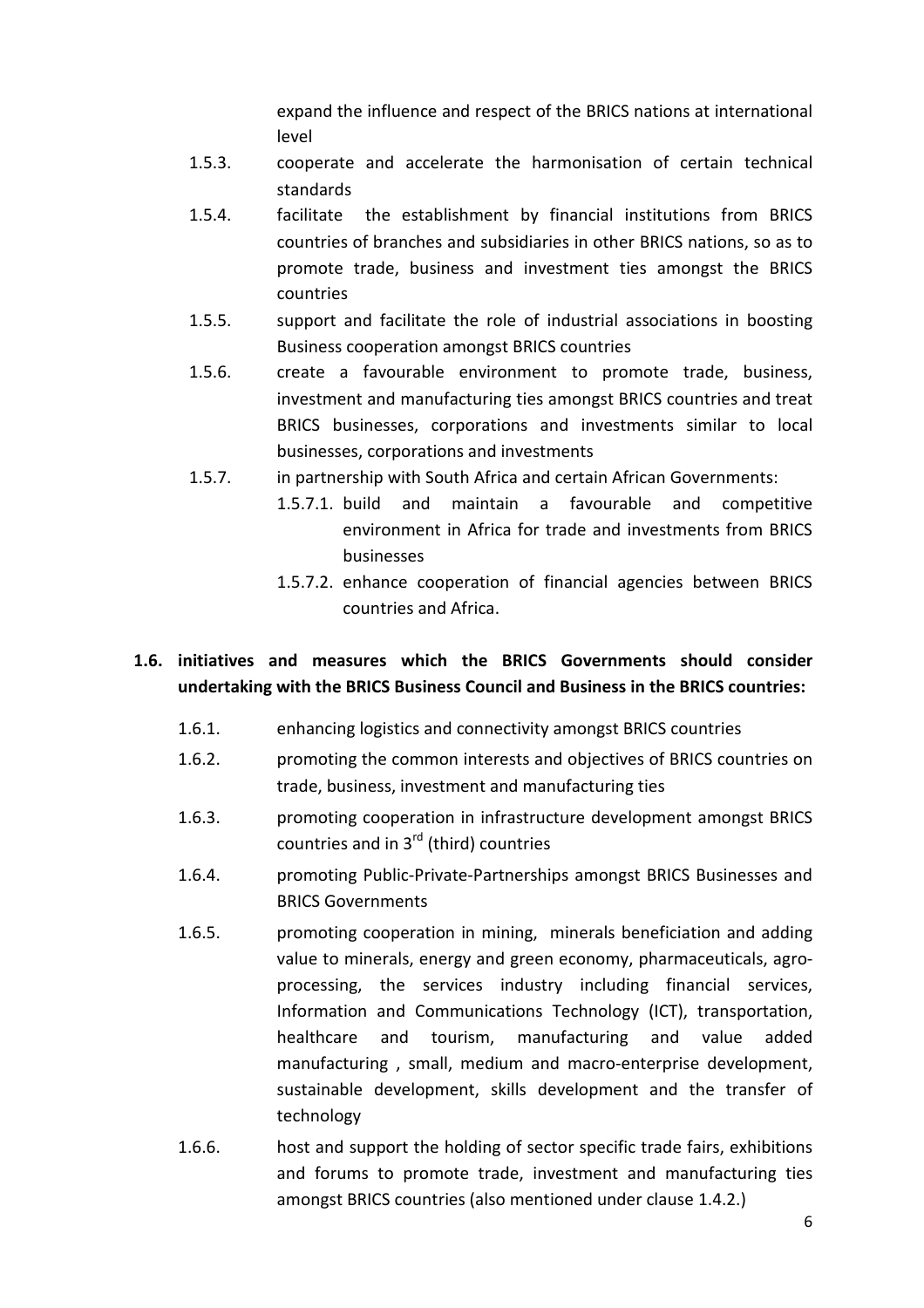expand the influence and respect of the BRICS nations at international level

- 1.5.3. cooperate and accelerate the harmonisation of certain technical standards
- 1.5.4. facilitate the establishment by financial institutions from BRICS countries of branches and subsidiaries in other BRICS nations, so as to promote trade, business and investment ties amongst the BRICS countries
- 1.5.5. support and facilitate the role of industrial associations in boosting Business cooperation amongst BRICS countries
- 1.5.6. create a favourable environment to promote trade, business, investment and manufacturing ties amongst BRICS countries and treat BRICS businesses, corporations and investments similar to local businesses, corporations and investments
- 1.5.7. in partnership with South Africa and certain African Governments:
  - 1.5.7.1. build and maintain a favourable and competitive environment in Africa for trade and investments from BRICS businesses
  - 1.5.7.2. enhance cooperation of financial agencies between BRICS countries and Africa.

**1.6. initiatives and measures which the BRICS Governments should consider undertaking with the BRICS Business Council and Business in the BRICS countries:**

- 1.6.1. enhancing logistics and connectivity amongst BRICS countries
- 1.6.2. promoting the common interests and objectives of BRICS countries on trade, business, investment and manufacturing ties
- 1.6.3. promoting cooperation in infrastructure development amongst BRICS countries and in 3rd (third) countries
- 1.6.4. promoting Public-Private-Partnerships amongst BRICS Businesses and BRICS Governments
- 1.6.5. promoting cooperation in mining, minerals beneficiation and adding value to minerals, energy and green economy, pharmaceuticals, agro-processing, the services industry including financial services, Information and Communications Technology (ICT), transportation, healthcare and tourism, manufacturing and value added manufacturing , small, medium and macro-enterprise development, sustainable development, skills development and the transfer of technology
- 1.6.6. host and support the holding of sector specific trade fairs, exhibitions and forums to promote trade, investment and manufacturing ties amongst BRICS countries (also mentioned under clause 1.4.2.)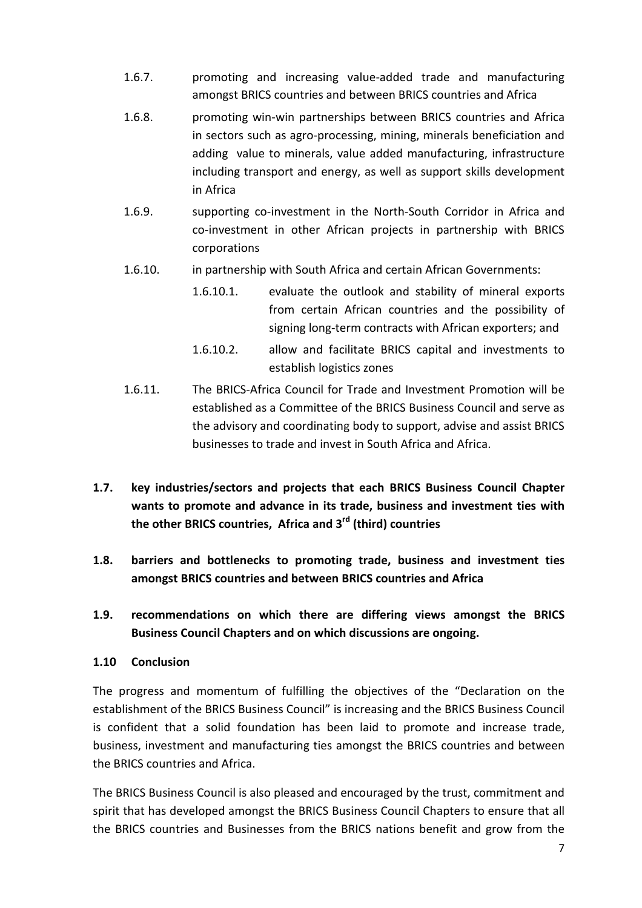1.6.7. promoting and increasing value-added trade and manufacturing amongst BRICS countries and between BRICS countries and Africa

1.6.8. promoting win-win partnerships between BRICS countries and Africa in sectors such as agro-processing, mining, minerals beneficiation and adding value to minerals, value added manufacturing, infrastructure including transport and energy, as well as support skills development in Africa

1.6.9. supporting co-investment in the North-South Corridor in Africa and co-investment in other African projects in partnership with BRICS corporations

1.6.10. in partnership with South Africa and certain African Governments:

1.6.10.1. evaluate the outlook and stability of mineral exports from certain African countries and the possibility of signing long-term contracts with African exporters; and

1.6.10.2. allow and facilitate BRICS capital and investments to establish logistics zones

1.6.11. The BRICS-Africa Council for Trade and Investment Promotion will be established as a Committee of the BRICS Business Council and serve as the advisory and coordinating body to support, advise and assist BRICS businesses to trade and invest in South Africa and Africa.

**1.7. key industries/sectors and projects that each BRICS Business Council Chapter wants to promote and advance in its trade, business and investment ties with the other BRICS countries, Africa and 3rd (third) countries**

**1.8. barriers and bottlenecks to promoting trade, business and investment ties amongst BRICS countries and between BRICS countries and Africa**

**1.9. recommendations on which there are differing views amongst the BRICS Business Council Chapters and on which discussions are ongoing.**

**1.10 Conclusion**

The progress and momentum of fulfilling the objectives of the "Declaration on the establishment of the BRICS Business Council" is increasing and the BRICS Business Council is confident that a solid foundation has been laid to promote and increase trade, business, investment and manufacturing ties amongst the BRICS countries and between the BRICS countries and Africa.

The BRICS Business Council is also pleased and encouraged by the trust, commitment and spirit that has developed amongst the BRICS Business Council Chapters to ensure that all the BRICS countries and Businesses from the BRICS nations benefit and grow from the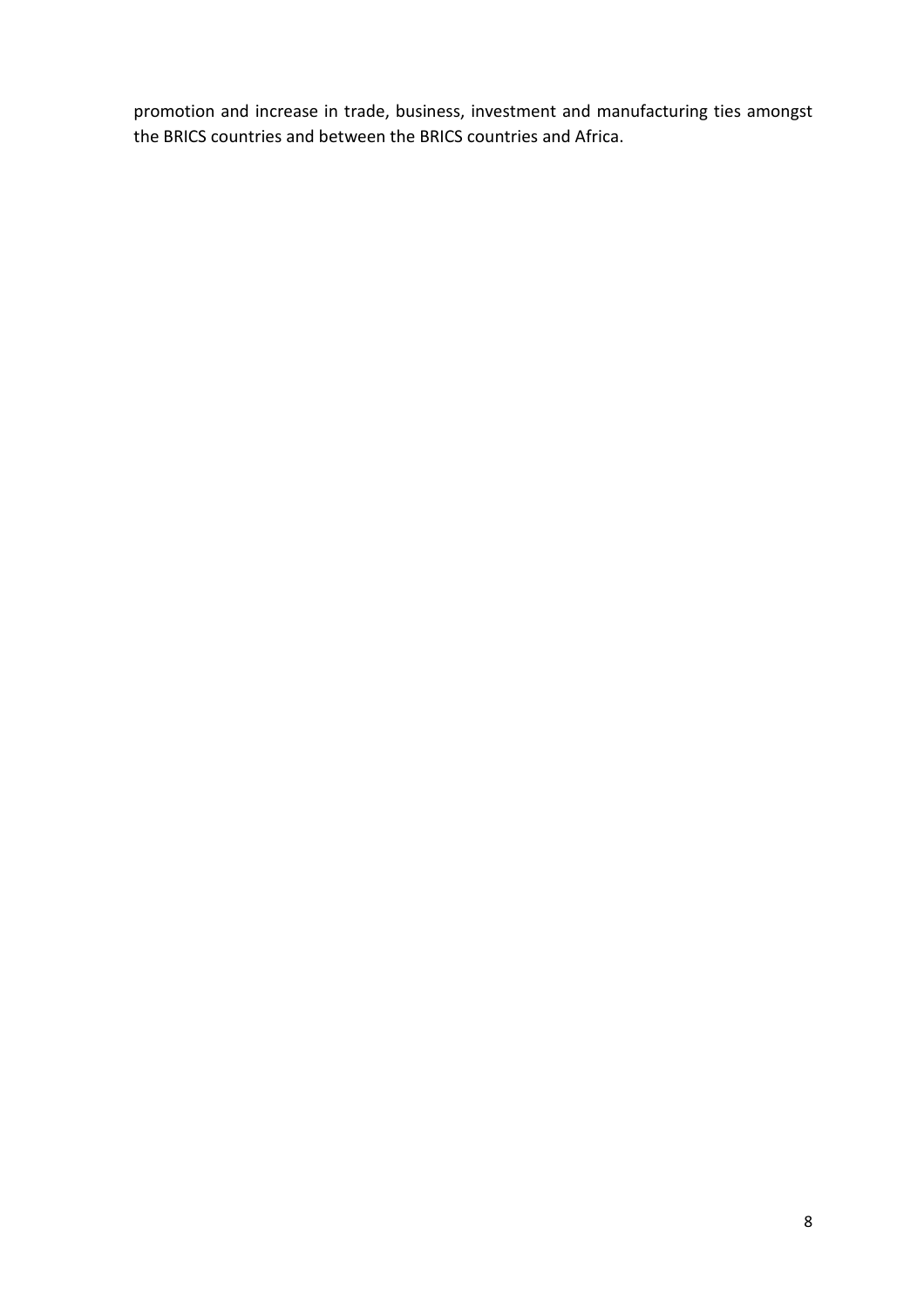promotion and increase in trade, business, investment and manufacturing ties amongst the BRICS countries and between the BRICS countries and Africa.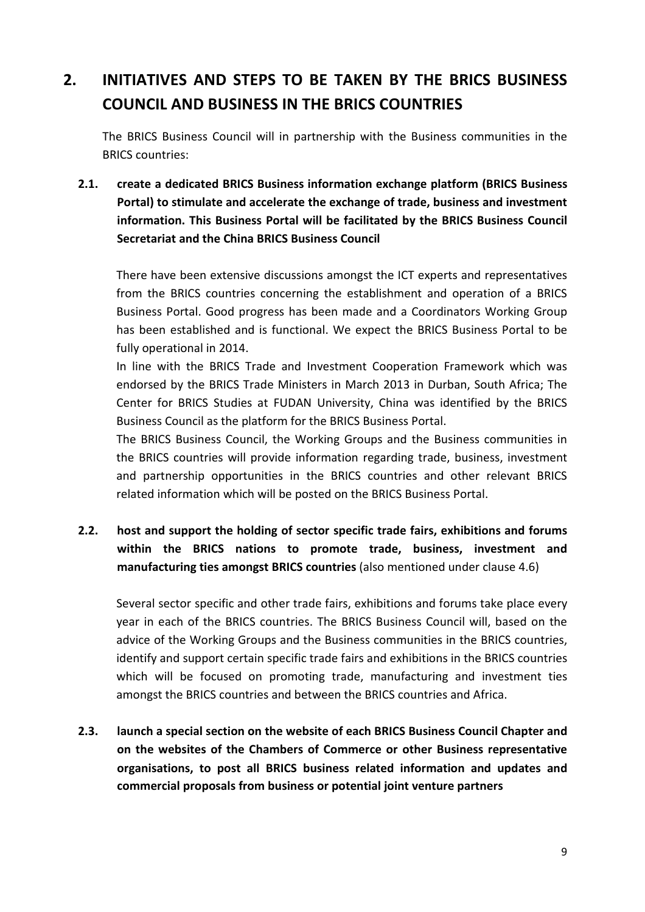## 2. INITIATIVES AND STEPS TO BE TAKEN BY THE BRICS BUSINESS COUNCIL AND BUSINESS IN THE BRICS COUNTRIES

The BRICS Business Council will in partnership with the Business communities in the BRICS countries:

### 2.1. create a dedicated BRICS Business information exchange platform (BRICS Business Portal) to stimulate and accelerate the exchange of trade, business and investment information. This Business Portal will be facilitated by the BRICS Business Council Secretariat and the China BRICS Business Council

There have been extensive discussions amongst the ICT experts and representatives from the BRICS countries concerning the establishment and operation of a BRICS Business Portal. Good progress has been made and a Coordinators Working Group has been established and is functional. We expect the BRICS Business Portal to be fully operational in 2014.

In line with the BRICS Trade and Investment Cooperation Framework which was endorsed by the BRICS Trade Ministers in March 2013 in Durban, South Africa; The Center for BRICS Studies at FUDAN University, China was identified by the BRICS Business Council as the platform for the BRICS Business Portal.

The BRICS Business Council, the Working Groups and the Business communities in the BRICS countries will provide information regarding trade, business, investment and partnership opportunities in the BRICS countries and other relevant BRICS related information which will be posted on the BRICS Business Portal.

### 2.2. host and support the holding of sector specific trade fairs, exhibitions and forums within the BRICS nations to promote trade, business, investment and manufacturing ties amongst BRICS countries (also mentioned under clause 4.6)

Several sector specific and other trade fairs, exhibitions and forums take place every year in each of the BRICS countries. The BRICS Business Council will, based on the advice of the Working Groups and the Business communities in the BRICS countries, identify and support certain specific trade fairs and exhibitions in the BRICS countries which will be focused on promoting trade, manufacturing and investment ties amongst the BRICS countries and between the BRICS countries and Africa.

### 2.3. launch a special section on the website of each BRICS Business Council Chapter and on the websites of the Chambers of Commerce or other Business representative organisations, to post all BRICS business related information and updates and commercial proposals from business or potential joint venture partners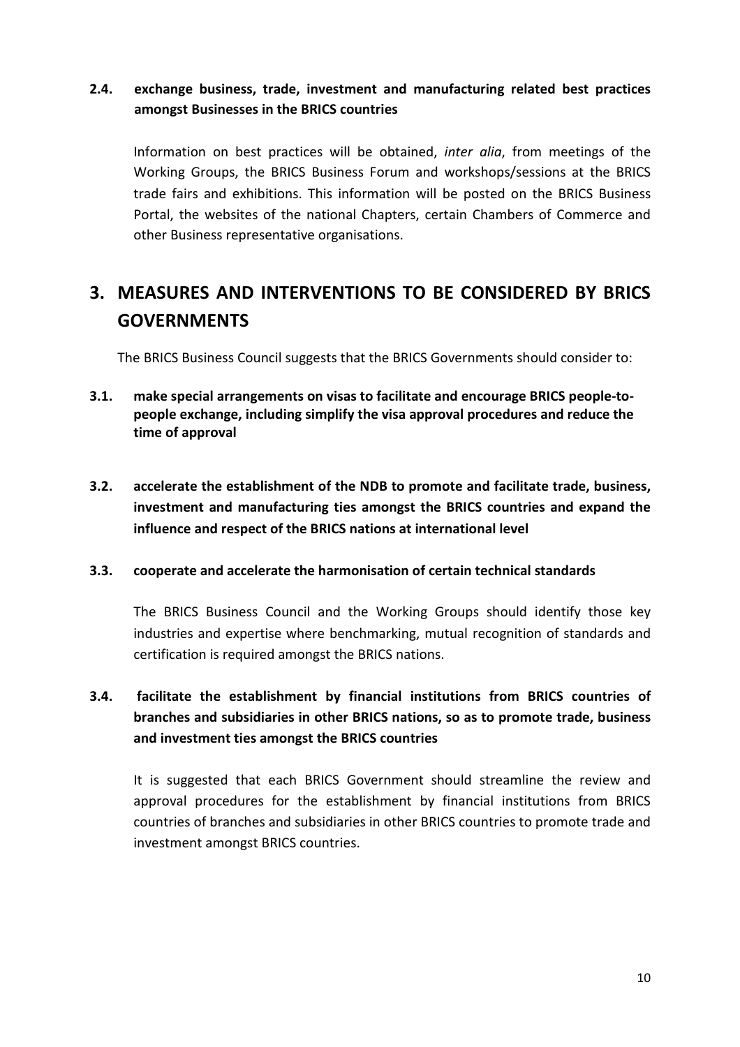**2.4. exchange business, trade, investment and manufacturing related best practices amongst Businesses in the BRICS countries**

Information on best practices will be obtained, *inter alia*, from meetings of the Working Groups, the BRICS Business Forum and workshops/sessions at the BRICS trade fairs and exhibitions. This information will be posted on the BRICS Business Portal, the websites of the national Chapters, certain Chambers of Commerce and other Business representative organisations.

# 3. MEASURES AND INTERVENTIONS TO BE CONSIDERED BY BRICS GOVERNMENTS

The BRICS Business Council suggests that the BRICS Governments should consider to:

**3.1. make special arrangements on visas to facilitate and encourage BRICS people-to-people exchange, including simplify the visa approval procedures and reduce the time of approval**

**3.2. accelerate the establishment of the NDB to promote and facilitate trade, business, investment and manufacturing ties amongst the BRICS countries and expand the influence and respect of the BRICS nations at international level**

**3.3. cooperate and accelerate the harmonisation of certain technical standards**

The BRICS Business Council and the Working Groups should identify those key industries and expertise where benchmarking, mutual recognition of standards and certification is required amongst the BRICS nations.

**3.4. facilitate the establishment by financial institutions from BRICS countries of branches and subsidiaries in other BRICS nations, so as to promote trade, business and investment ties amongst the BRICS countries**

It is suggested that each BRICS Government should streamline the review and approval procedures for the establishment by financial institutions from BRICS countries of branches and subsidiaries in other BRICS countries to promote trade and investment amongst BRICS countries.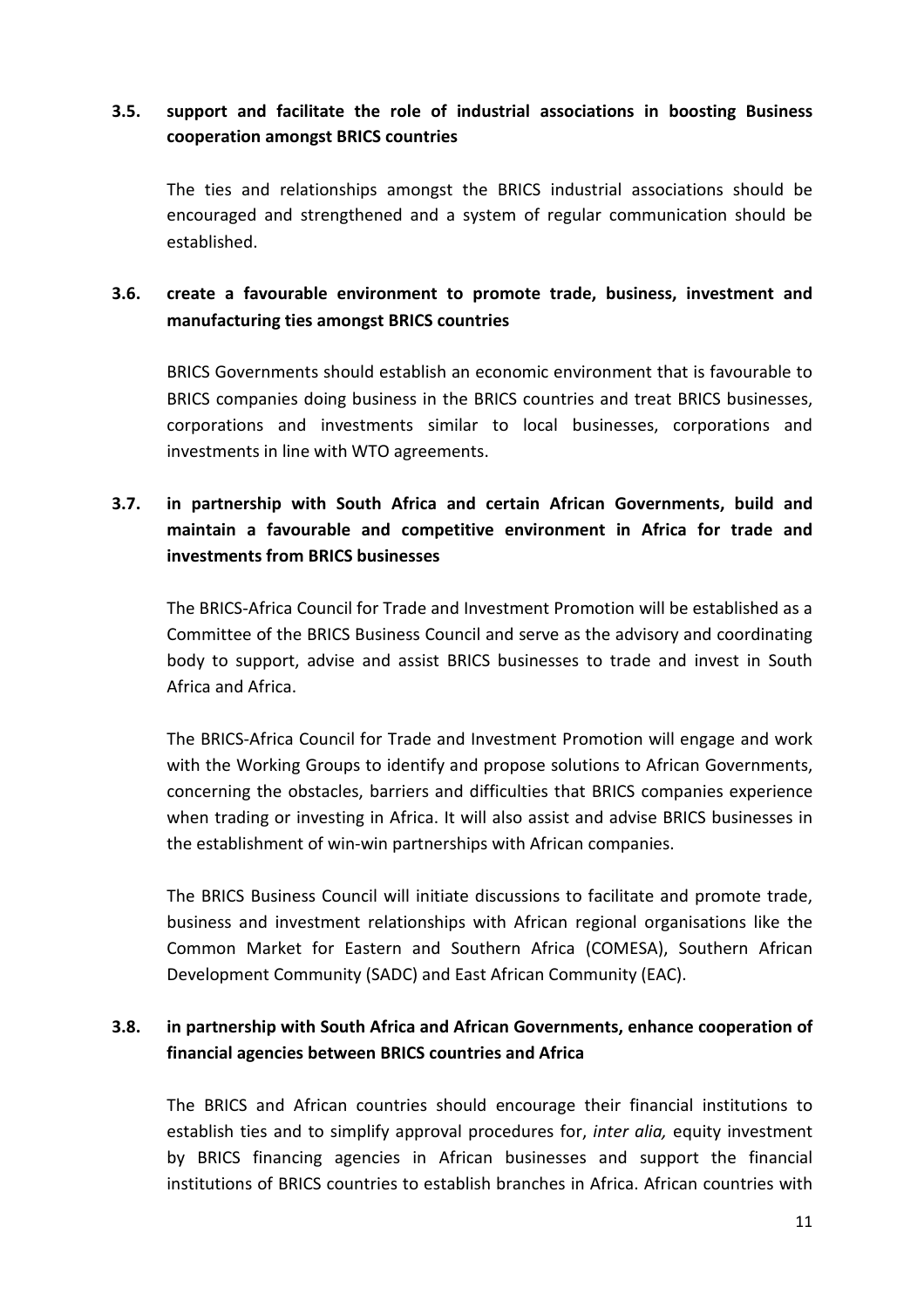### 3.5. support and facilitate the role of industrial associations in boosting Business cooperation amongst BRICS countries

The ties and relationships amongst the BRICS industrial associations should be encouraged and strengthened and a system of regular communication should be established.

### 3.6. create a favourable environment to promote trade, business, investment and manufacturing ties amongst BRICS countries

BRICS Governments should establish an economic environment that is favourable to BRICS companies doing business in the BRICS countries and treat BRICS businesses, corporations and investments similar to local businesses, corporations and investments in line with WTO agreements.

### 3.7. in partnership with South Africa and certain African Governments, build and maintain a favourable and competitive environment in Africa for trade and investments from BRICS businesses

The BRICS-Africa Council for Trade and Investment Promotion will be established as a Committee of the BRICS Business Council and serve as the advisory and coordinating body to support, advise and assist BRICS businesses to trade and invest in South Africa and Africa.

The BRICS-Africa Council for Trade and Investment Promotion will engage and work with the Working Groups to identify and propose solutions to African Governments, concerning the obstacles, barriers and difficulties that BRICS companies experience when trading or investing in Africa. It will also assist and advise BRICS businesses in the establishment of win-win partnerships with African companies.

The BRICS Business Council will initiate discussions to facilitate and promote trade, business and investment relationships with African regional organisations like the Common Market for Eastern and Southern Africa (COMESA), Southern African Development Community (SADC) and East African Community (EAC).

### 3.8. in partnership with South Africa and African Governments, enhance cooperation of financial agencies between BRICS countries and Africa

The BRICS and African countries should encourage their financial institutions to establish ties and to simplify approval procedures for, *inter alia,* equity investment by BRICS financing agencies in African businesses and support the financial institutions of BRICS countries to establish branches in Africa. African countries with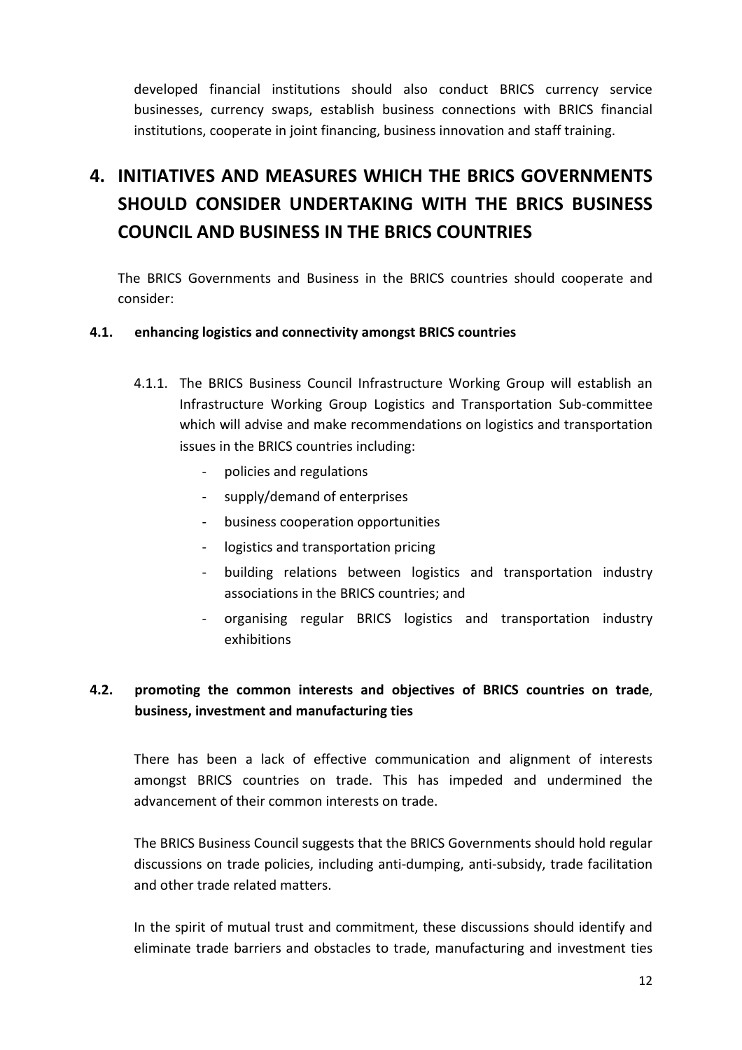developed financial institutions should also conduct BRICS currency service businesses, currency swaps, establish business connections with BRICS financial institutions, cooperate in joint financing, business innovation and staff training.

# 4. INITIATIVES AND MEASURES WHICH THE BRICS GOVERNMENTS SHOULD CONSIDER UNDERTAKING WITH THE BRICS BUSINESS COUNCIL AND BUSINESS IN THE BRICS COUNTRIES

The BRICS Governments and Business in the BRICS countries should cooperate and consider:

### 4.1. enhancing logistics and connectivity amongst BRICS countries

4.1.1. The BRICS Business Council Infrastructure Working Group will establish an Infrastructure Working Group Logistics and Transportation Sub-committee which will advise and make recommendations on logistics and transportation issues in the BRICS countries including:

- policies and regulations
- supply/demand of enterprises
- business cooperation opportunities
- logistics and transportation pricing
- building relations between logistics and transportation industry associations in the BRICS countries; and
- organising regular BRICS logistics and transportation industry exhibitions

### 4.2. promoting the common interests and objectives of BRICS countries on trade, business, investment and manufacturing ties

There has been a lack of effective communication and alignment of interests amongst BRICS countries on trade. This has impeded and undermined the advancement of their common interests on trade.

The BRICS Business Council suggests that the BRICS Governments should hold regular discussions on trade policies, including anti-dumping, anti-subsidy, trade facilitation and other trade related matters.

In the spirit of mutual trust and commitment, these discussions should identify and eliminate trade barriers and obstacles to trade, manufacturing and investment ties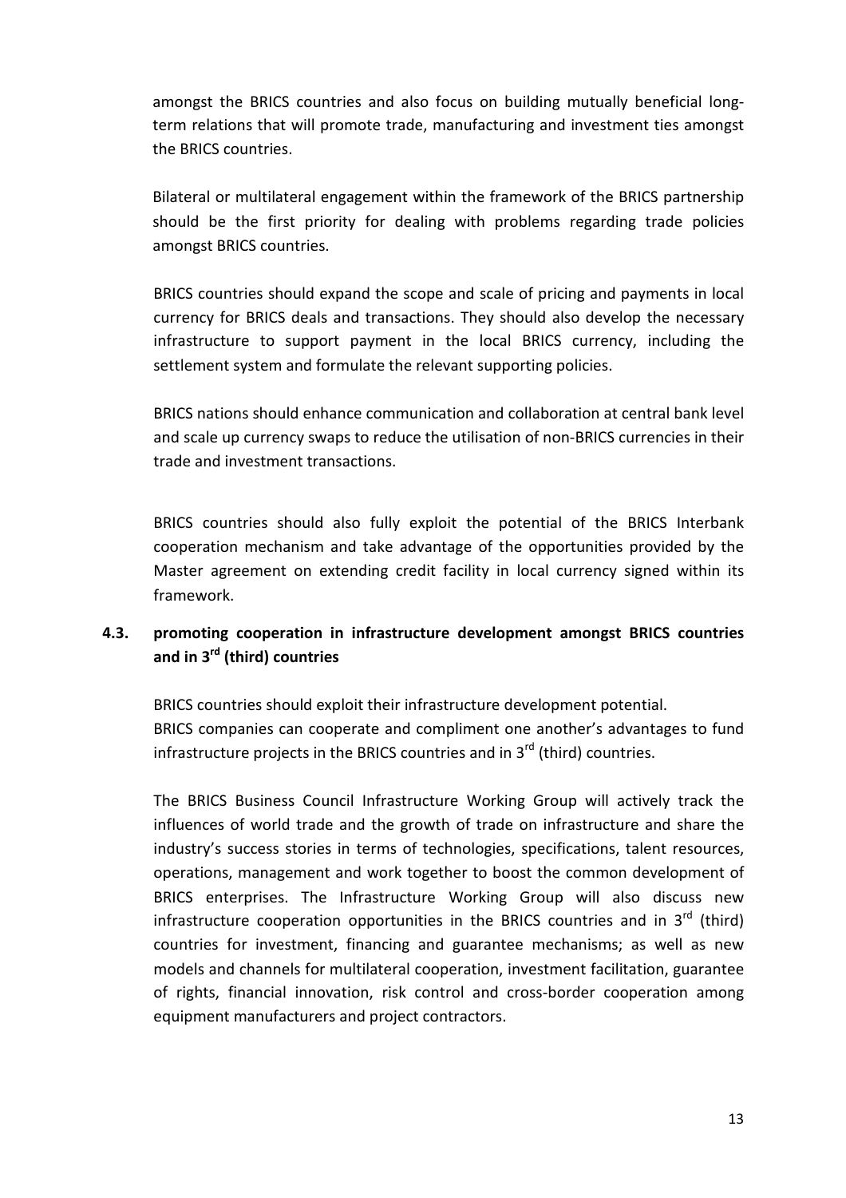amongst the BRICS countries and also focus on building mutually beneficial long-term relations that will promote trade, manufacturing and investment ties amongst the BRICS countries.

Bilateral or multilateral engagement within the framework of the BRICS partnership should be the first priority for dealing with problems regarding trade policies amongst BRICS countries.

BRICS countries should expand the scope and scale of pricing and payments in local currency for BRICS deals and transactions. They should also develop the necessary infrastructure to support payment in the local BRICS currency, including the settlement system and formulate the relevant supporting policies.

BRICS nations should enhance communication and collaboration at central bank level and scale up currency swaps to reduce the utilisation of non-BRICS currencies in their trade and investment transactions.

BRICS countries should also fully exploit the potential of the BRICS Interbank cooperation mechanism and take advantage of the opportunities provided by the Master agreement on extending credit facility in local currency signed within its framework.

### 4.3. promoting cooperation in infrastructure development amongst BRICS countries and in 3rd (third) countries

BRICS countries should exploit their infrastructure development potential.
BRICS companies can cooperate and compliment one another's advantages to fund infrastructure projects in the BRICS countries and in 3rd (third) countries.

The BRICS Business Council Infrastructure Working Group will actively track the influences of world trade and the growth of trade on infrastructure and share the industry's success stories in terms of technologies, specifications, talent resources, operations, management and work together to boost the common development of BRICS enterprises. The Infrastructure Working Group will also discuss new infrastructure cooperation opportunities in the BRICS countries and in 3rd (third) countries for investment, financing and guarantee mechanisms; as well as new models and channels for multilateral cooperation, investment facilitation, guarantee of rights, financial innovation, risk control and cross-border cooperation among equipment manufacturers and project contractors.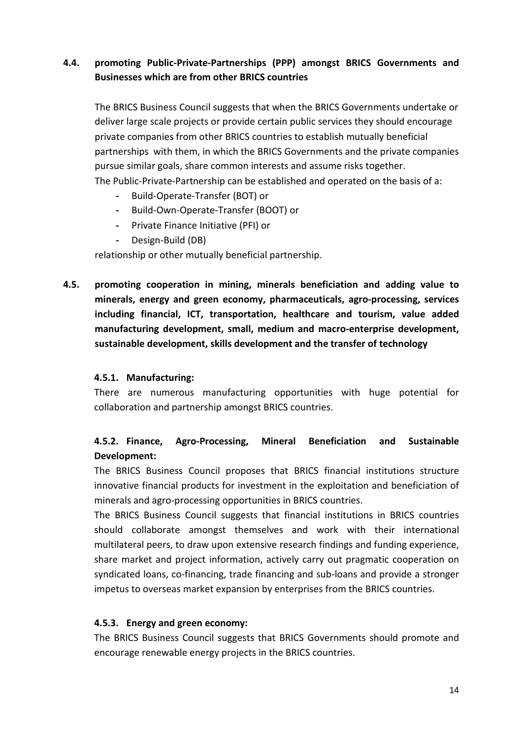### 4.4. promoting Public-Private-Partnerships (PPP) amongst BRICS Governments and Businesses which are from other BRICS countries

The BRICS Business Council suggests that when the BRICS Governments undertake or deliver large scale projects or provide certain public services they should encourage private companies from other BRICS countries to establish mutually beneficial partnerships with them, in which the BRICS Governments and the private companies pursue similar goals, share common interests and assume risks together.

The Public-Private-Partnership can be established and operated on the basis of a:

- Build-Operate-Transfer (BOT) or
- Build-Own-Operate-Transfer (BOOT) or
- Private Finance Initiative (PFI) or
- Design-Build (DB)

relationship or other mutually beneficial partnership.

### 4.5. promoting cooperation in mining, minerals beneficiation and adding value to minerals, energy and green economy, pharmaceuticals, agro-processing, services including financial, ICT, transportation, healthcare and tourism, value added manufacturing development, small, medium and macro-enterprise development, sustainable development, skills development and the transfer of technology

#### 4.5.1. Manufacturing:

There are numerous manufacturing opportunities with huge potential for collaboration and partnership amongst BRICS countries.

#### 4.5.2. Finance, Agro-Processing, Mineral Beneficiation and Sustainable Development:

The BRICS Business Council proposes that BRICS financial institutions structure innovative financial products for investment in the exploitation and beneficiation of minerals and agro-processing opportunities in BRICS countries.

The BRICS Business Council suggests that financial institutions in BRICS countries should collaborate amongst themselves and work with their international multilateral peers, to draw upon extensive research findings and funding experience, share market and project information, actively carry out pragmatic cooperation on syndicated loans, co-financing, trade financing and sub-loans and provide a stronger impetus to overseas market expansion by enterprises from the BRICS countries.

#### 4.5.3. Energy and green economy:

The BRICS Business Council suggests that BRICS Governments should promote and encourage renewable energy projects in the BRICS countries.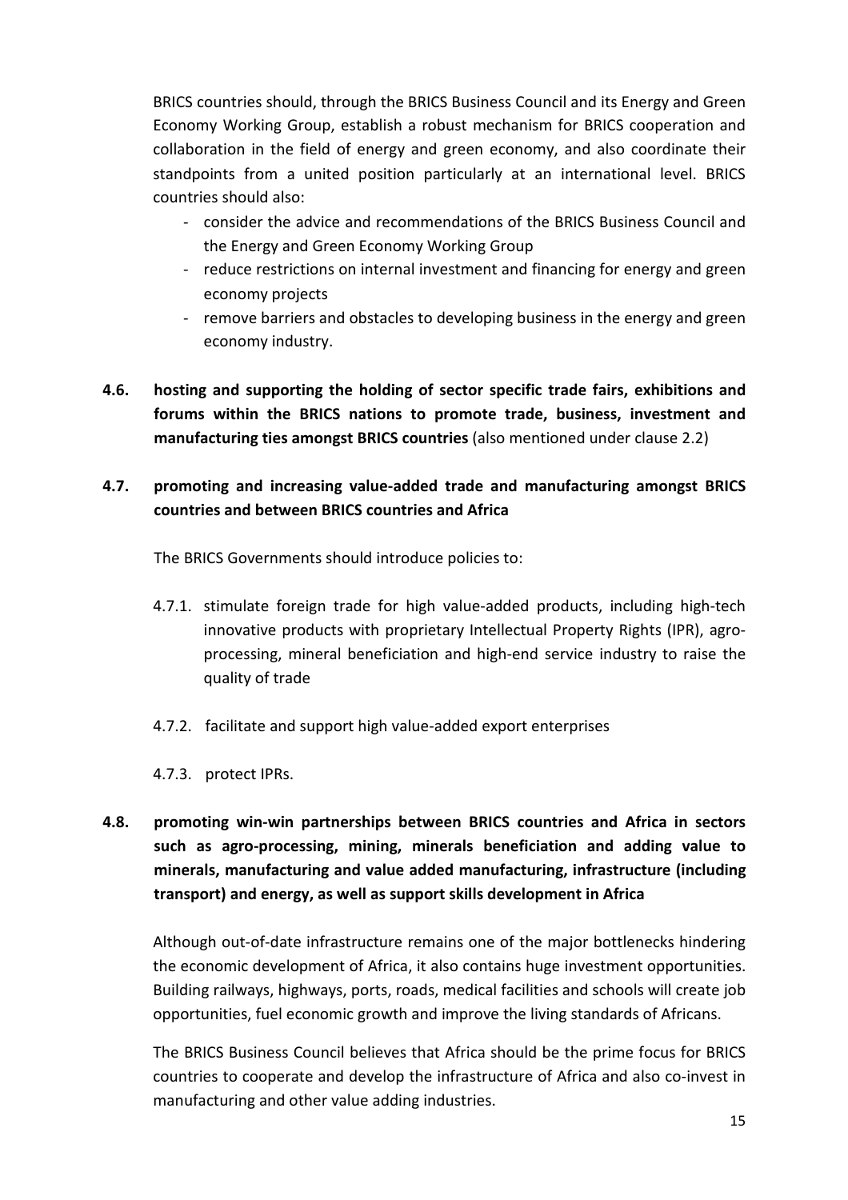BRICS countries should, through the BRICS Business Council and its Energy and Green Economy Working Group, establish a robust mechanism for BRICS cooperation and collaboration in the field of energy and green economy, and also coordinate their standpoints from a united position particularly at an international level. BRICS countries should also:

- consider the advice and recommendations of the BRICS Business Council and the Energy and Green Economy Working Group
- reduce restrictions on internal investment and financing for energy and green economy projects
- remove barriers and obstacles to developing business in the energy and green economy industry.

**4.6. hosting and supporting the holding of sector specific trade fairs, exhibitions and forums within the BRICS nations to promote trade, business, investment and manufacturing ties amongst BRICS countries** (also mentioned under clause 2.2)

**4.7. promoting and increasing value-added trade and manufacturing amongst BRICS countries and between BRICS countries and Africa**

The BRICS Governments should introduce policies to:

4.7.1. stimulate foreign trade for high value-added products, including high-tech innovative products with proprietary Intellectual Property Rights (IPR), agro-processing, mineral beneficiation and high-end service industry to raise the quality of trade

4.7.2. facilitate and support high value-added export enterprises

4.7.3. protect IPRs.

**4.8. promoting win-win partnerships between BRICS countries and Africa in sectors such as agro-processing, mining, minerals beneficiation and adding value to minerals, manufacturing and value added manufacturing, infrastructure (including transport) and energy, as well as support skills development in Africa**

Although out-of-date infrastructure remains one of the major bottlenecks hindering the economic development of Africa, it also contains huge investment opportunities. Building railways, highways, ports, roads, medical facilities and schools will create job opportunities, fuel economic growth and improve the living standards of Africans.

The BRICS Business Council believes that Africa should be the prime focus for BRICS countries to cooperate and develop the infrastructure of Africa and also co-invest in manufacturing and other value adding industries.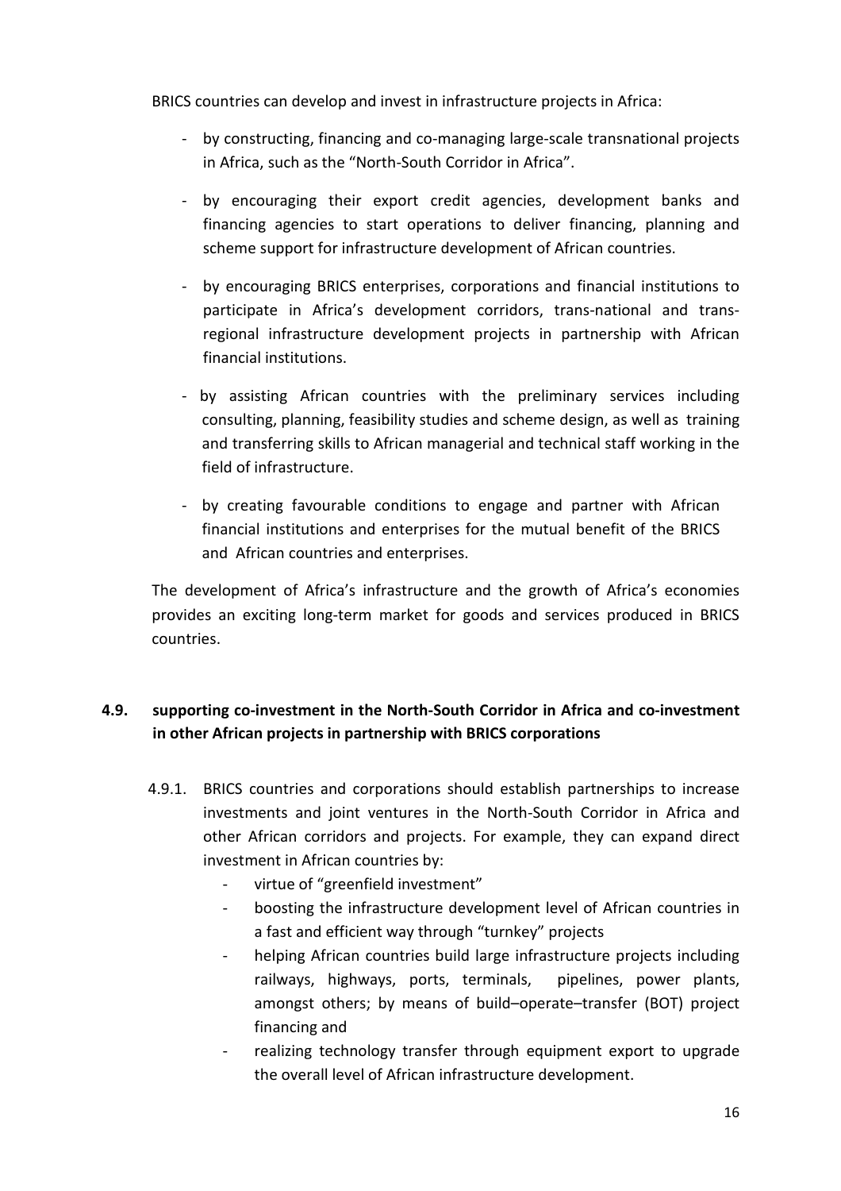BRICS countries can develop and invest in infrastructure projects in Africa:

- by constructing, financing and co-managing large-scale transnational projects in Africa, such as the "North-South Corridor in Africa".
- by encouraging their export credit agencies, development banks and financing agencies to start operations to deliver financing, planning and scheme support for infrastructure development of African countries.
- by encouraging BRICS enterprises, corporations and financial institutions to participate in Africa's development corridors, trans-national and trans-regional infrastructure development projects in partnership with African financial institutions.
- by assisting African countries with the preliminary services including consulting, planning, feasibility studies and scheme design, as well as training and transferring skills to African managerial and technical staff working in the field of infrastructure.
- by creating favourable conditions to engage and partner with African financial institutions and enterprises for the mutual benefit of the BRICS and African countries and enterprises.

The development of Africa's infrastructure and the growth of Africa's economies provides an exciting long-term market for goods and services produced in BRICS countries.

### 4.9. supporting co-investment in the North-South Corridor in Africa and co-investment in other African projects in partnership with BRICS corporations

4.9.1. BRICS countries and corporations should establish partnerships to increase investments and joint ventures in the North-South Corridor in Africa and other African corridors and projects. For example, they can expand direct investment in African countries by:

- virtue of "greenfield investment"
- boosting the infrastructure development level of African countries in a fast and efficient way through "turnkey" projects
- helping African countries build large infrastructure projects including railways, highways, ports, terminals, pipelines, power plants, amongst others; by means of build–operate–transfer (BOT) project financing and
- realizing technology transfer through equipment export to upgrade the overall level of African infrastructure development.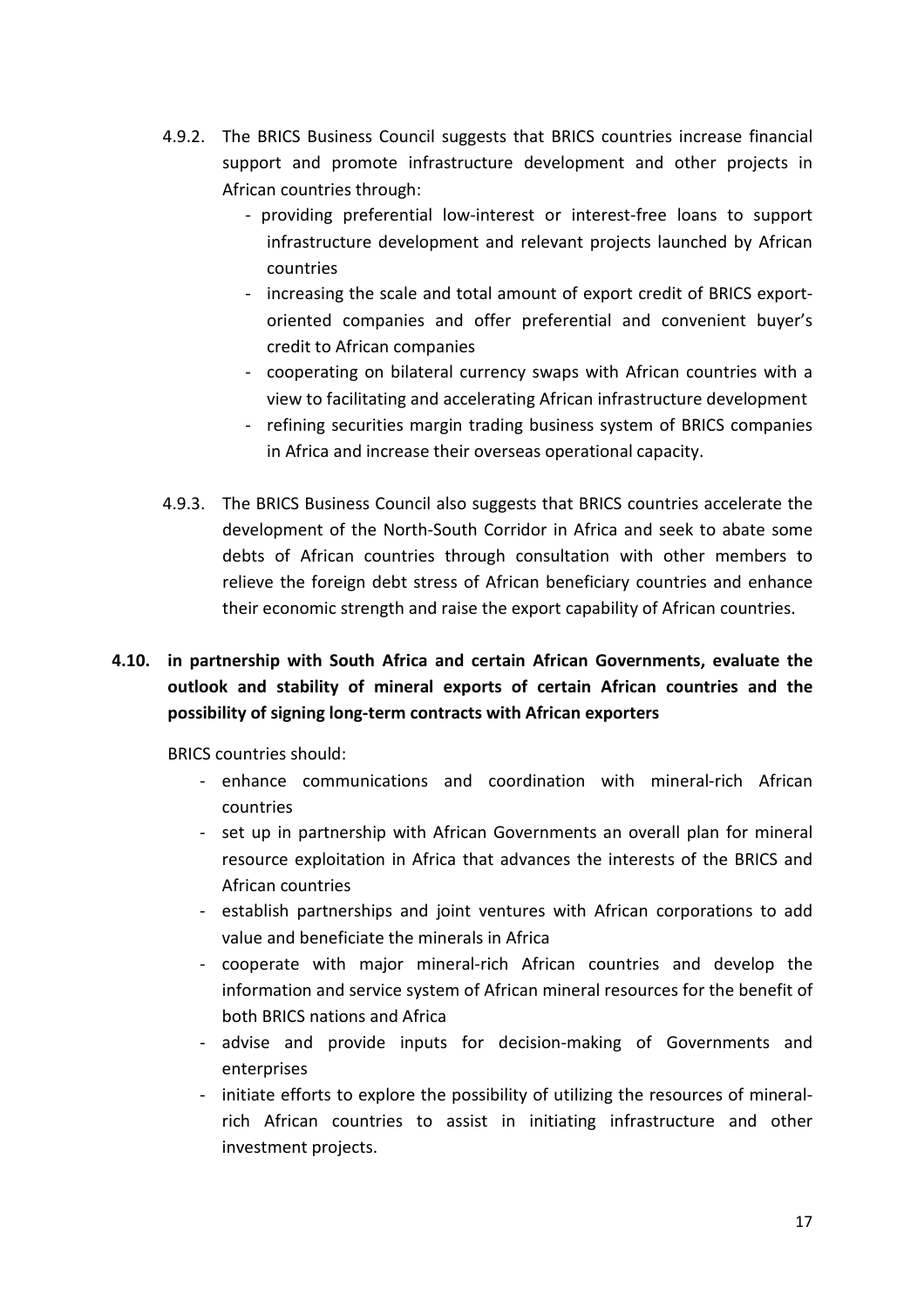4.9.2. The BRICS Business Council suggests that BRICS countries increase financial support and promote infrastructure development and other projects in African countries through:

- providing preferential low-interest or interest-free loans to support infrastructure development and relevant projects launched by African countries
- increasing the scale and total amount of export credit of BRICS export-oriented companies and offer preferential and convenient buyer's credit to African companies
- cooperating on bilateral currency swaps with African countries with a view to facilitating and accelerating African infrastructure development
- refining securities margin trading business system of BRICS companies in Africa and increase their overseas operational capacity.

4.9.3. The BRICS Business Council also suggests that BRICS countries accelerate the development of the North-South Corridor in Africa and seek to abate some debts of African countries through consultation with other members to relieve the foreign debt stress of African beneficiary countries and enhance their economic strength and raise the export capability of African countries.

**4.10. in partnership with South Africa and certain African Governments, evaluate the outlook and stability of mineral exports of certain African countries and the possibility of signing long-term contracts with African exporters**

BRICS countries should:

- enhance communications and coordination with mineral-rich African countries
- set up in partnership with African Governments an overall plan for mineral resource exploitation in Africa that advances the interests of the BRICS and African countries
- establish partnerships and joint ventures with African corporations to add value and beneficiate the minerals in Africa
- cooperate with major mineral-rich African countries and develop the information and service system of African mineral resources for the benefit of both BRICS nations and Africa
- advise and provide inputs for decision-making of Governments and enterprises
- initiate efforts to explore the possibility of utilizing the resources of mineral-rich African countries to assist in initiating infrastructure and other investment projects.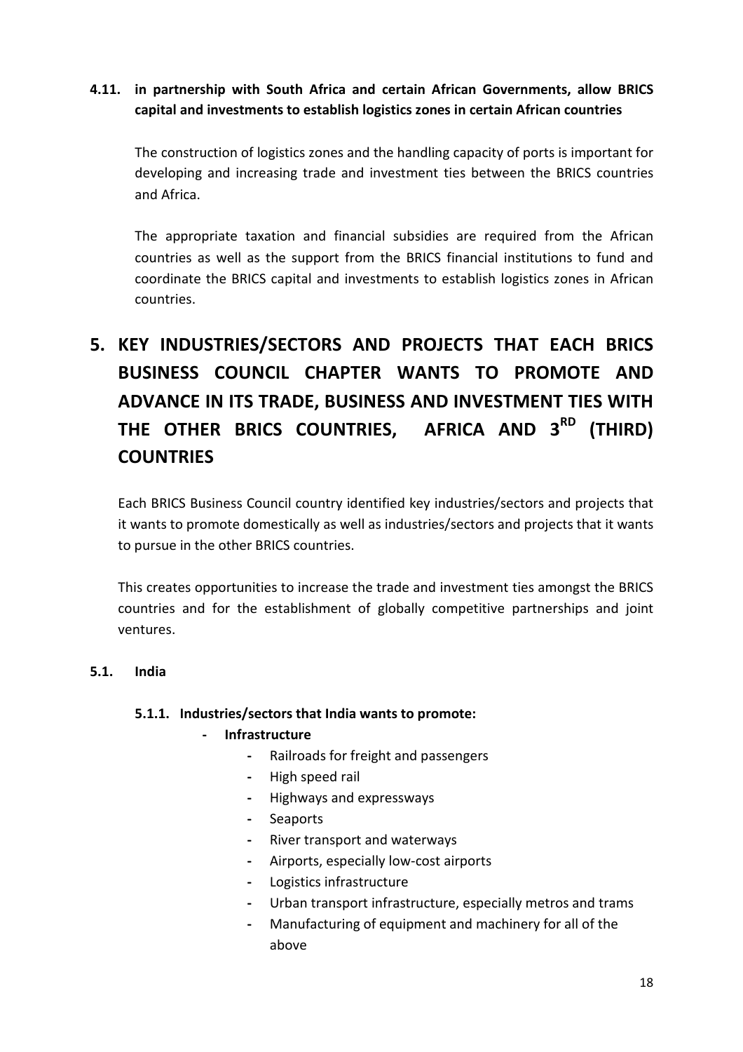**4.11. in partnership with South Africa and certain African Governments, allow BRICS capital and investments to establish logistics zones in certain African countries**

The construction of logistics zones and the handling capacity of ports is important for developing and increasing trade and investment ties between the BRICS countries and Africa.

The appropriate taxation and financial subsidies are required from the African countries as well as the support from the BRICS financial institutions to fund and coordinate the BRICS capital and investments to establish logistics zones in African countries.

# 5. KEY INDUSTRIES/SECTORS AND PROJECTS THAT EACH BRICS BUSINESS COUNCIL CHAPTER WANTS TO PROMOTE AND ADVANCE IN ITS TRADE, BUSINESS AND INVESTMENT TIES WITH THE OTHER BRICS COUNTRIES, AFRICA AND 3RD (THIRD) COUNTRIES

Each BRICS Business Council country identified key industries/sectors and projects that it wants to promote domestically as well as industries/sectors and projects that it wants to pursue in the other BRICS countries.

This creates opportunities to increase the trade and investment ties amongst the BRICS countries and for the establishment of globally competitive partnerships and joint ventures.

## 5.1. India

### 5.1.1. Industries/sectors that India wants to promote:

- **Infrastructure**
  - Railroads for freight and passengers
  - High speed rail
  - Highways and expressways
  - Seaports
  - River transport and waterways
  - Airports, especially low-cost airports
  - Logistics infrastructure
  - Urban transport infrastructure, especially metros and trams
  - Manufacturing of equipment and machinery for all of the above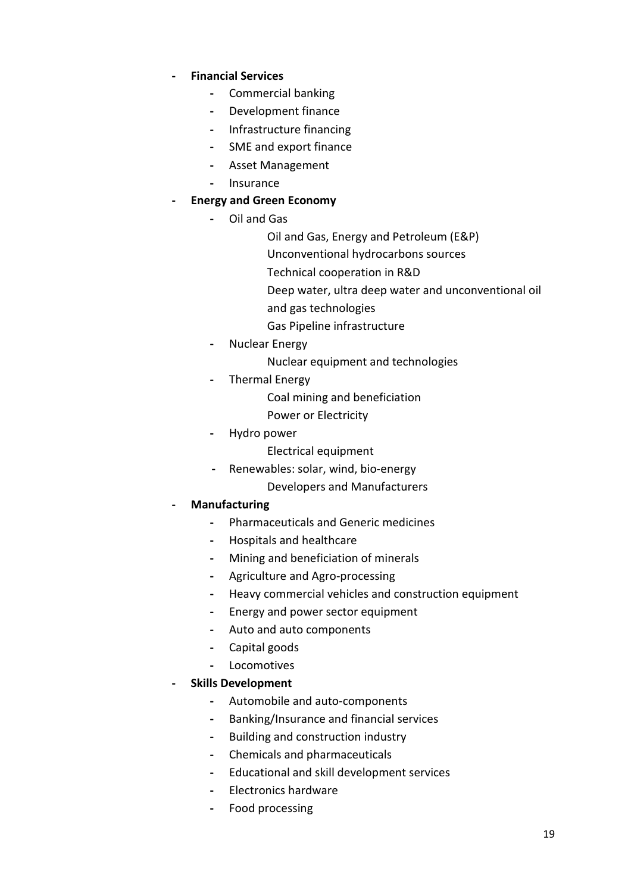- **Financial Services**
  - Commercial banking
  - Development finance
  - Infrastructure financing
  - SME and export finance
  - Asset Management
  - Insurance
- **Energy and Green Economy**
  - Oil and Gas
    - Oil and Gas, Energy and Petroleum (E&P)
    - Unconventional hydrocarbons sources
    - Technical cooperation in R&D
    - Deep water, ultra deep water and unconventional oil and gas technologies
    - Gas Pipeline infrastructure
  - Nuclear Energy
    - Nuclear equipment and technologies
  - Thermal Energy
    - Coal mining and beneficiation
    - Power or Electricity
  - Hydro power
    - Electrical equipment
  - Renewables: solar, wind, bio-energy
    - Developers and Manufacturers
- **Manufacturing**
  - Pharmaceuticals and Generic medicines
  - Hospitals and healthcare
  - Mining and beneficiation of minerals
  - Agriculture and Agro-processing
  - Heavy commercial vehicles and construction equipment
  - Energy and power sector equipment
  - Auto and auto components
  - Capital goods
  - Locomotives
- **Skills Development**
  - Automobile and auto-components
  - Banking/Insurance and financial services
  - Building and construction industry
  - Chemicals and pharmaceuticals
  - Educational and skill development services
  - Electronics hardware
  - Food processing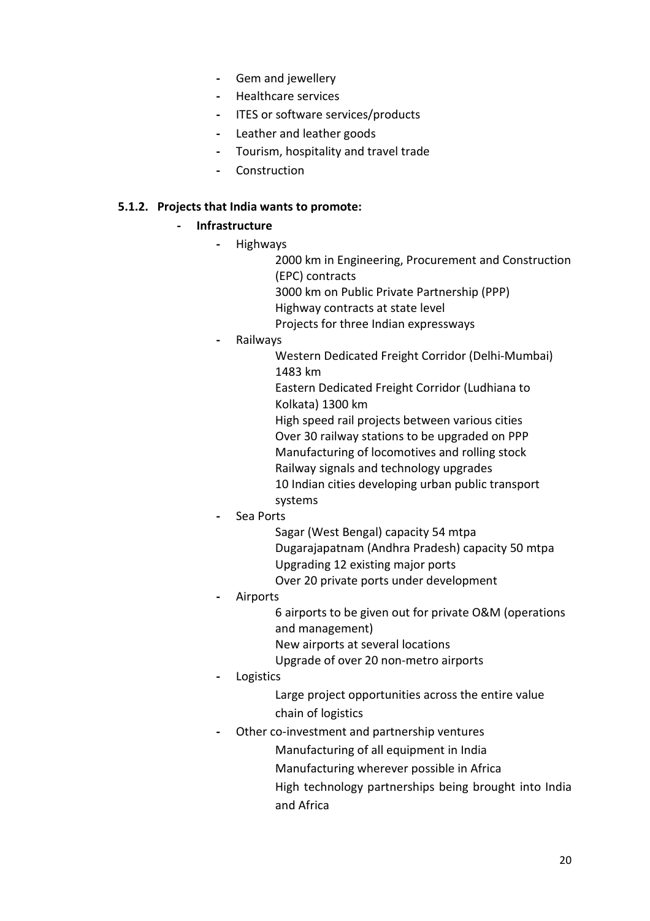- Gem and jewellery
- Healthcare services
- ITES or software services/products
- Leather and leather goods
- Tourism, hospitality and travel trade
- Construction

### 5.1.2. Projects that India wants to promote:

- **Infrastructure**
  - Highways
    - 2000 km in Engineering, Procurement and Construction (EPC) contracts
    - 3000 km on Public Private Partnership (PPP)
    - Highway contracts at state level
    - Projects for three Indian expressways
  - Railways
    - Western Dedicated Freight Corridor (Delhi-Mumbai) 1483 km
    - Eastern Dedicated Freight Corridor (Ludhiana to Kolkata) 1300 km
    - High speed rail projects between various cities
    - Over 30 railway stations to be upgraded on PPP
    - Manufacturing of locomotives and rolling stock
    - Railway signals and technology upgrades
    - 10 Indian cities developing urban public transport systems
  - Sea Ports
    - Sagar (West Bengal) capacity 54 mtpa
    - Dugarajapatnam (Andhra Pradesh) capacity 50 mtpa
    - Upgrading 12 existing major ports
    - Over 20 private ports under development
  - Airports
    - 6 airports to be given out for private O&M (operations and management)
    - New airports at several locations
    - Upgrade of over 20 non-metro airports
  - Logistics
    - Large project opportunities across the entire value chain of logistics
  - Other co-investment and partnership ventures
    - Manufacturing of all equipment in India
    - Manufacturing wherever possible in Africa
    - High technology partnerships being brought into India and Africa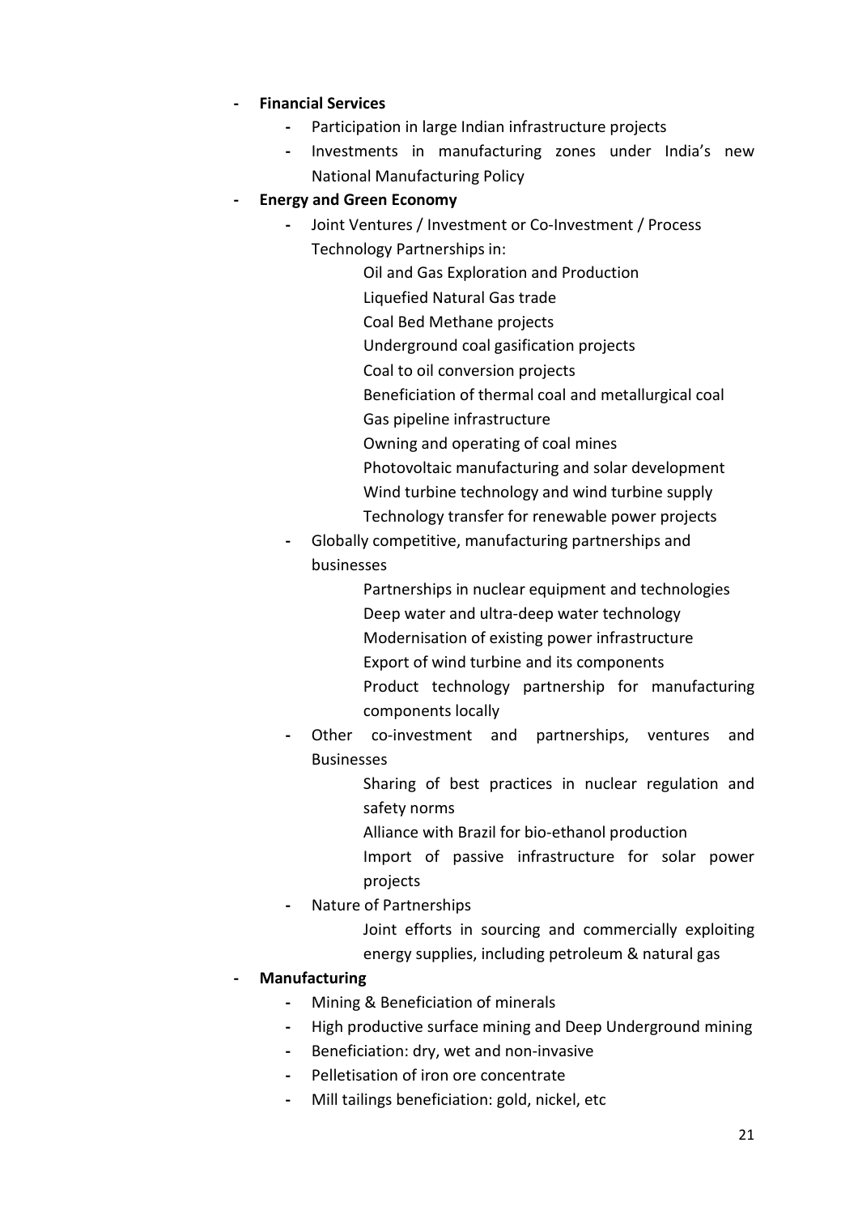- **Financial Services**
    - Participation in large Indian infrastructure projects
    - Investments in manufacturing zones under India's new National Manufacturing Policy
- **Energy and Green Economy**
    - Joint Ventures / Investment or Co-Investment / Process Technology Partnerships in:
        - Oil and Gas Exploration and Production
        - Liquefied Natural Gas trade
        - Coal Bed Methane projects
        - Underground coal gasification projects
        - Coal to oil conversion projects
        - Beneficiation of thermal coal and metallurgical coal
        - Gas pipeline infrastructure
        - Owning and operating of coal mines
        - Photovoltaic manufacturing and solar development
        - Wind turbine technology and wind turbine supply
        - Technology transfer for renewable power projects
    - Globally competitive, manufacturing partnerships and businesses
        - Partnerships in nuclear equipment and technologies
        - Deep water and ultra-deep water technology
        - Modernisation of existing power infrastructure
        - Export of wind turbine and its components
        - Product technology partnership for manufacturing components locally
    - Other co-investment and partnerships, ventures and Businesses
        - Sharing of best practices in nuclear regulation and safety norms
        - Alliance with Brazil for bio-ethanol production
        - Import of passive infrastructure for solar power projects
    - Nature of Partnerships
        - Joint efforts in sourcing and commercially exploiting energy supplies, including petroleum & natural gas
- **Manufacturing**
    - Mining & Beneficiation of minerals
    - High productive surface mining and Deep Underground mining
    - Beneficiation: dry, wet and non-invasive
    - Pelletisation of iron ore concentrate
    - Mill tailings beneficiation: gold, nickel, etc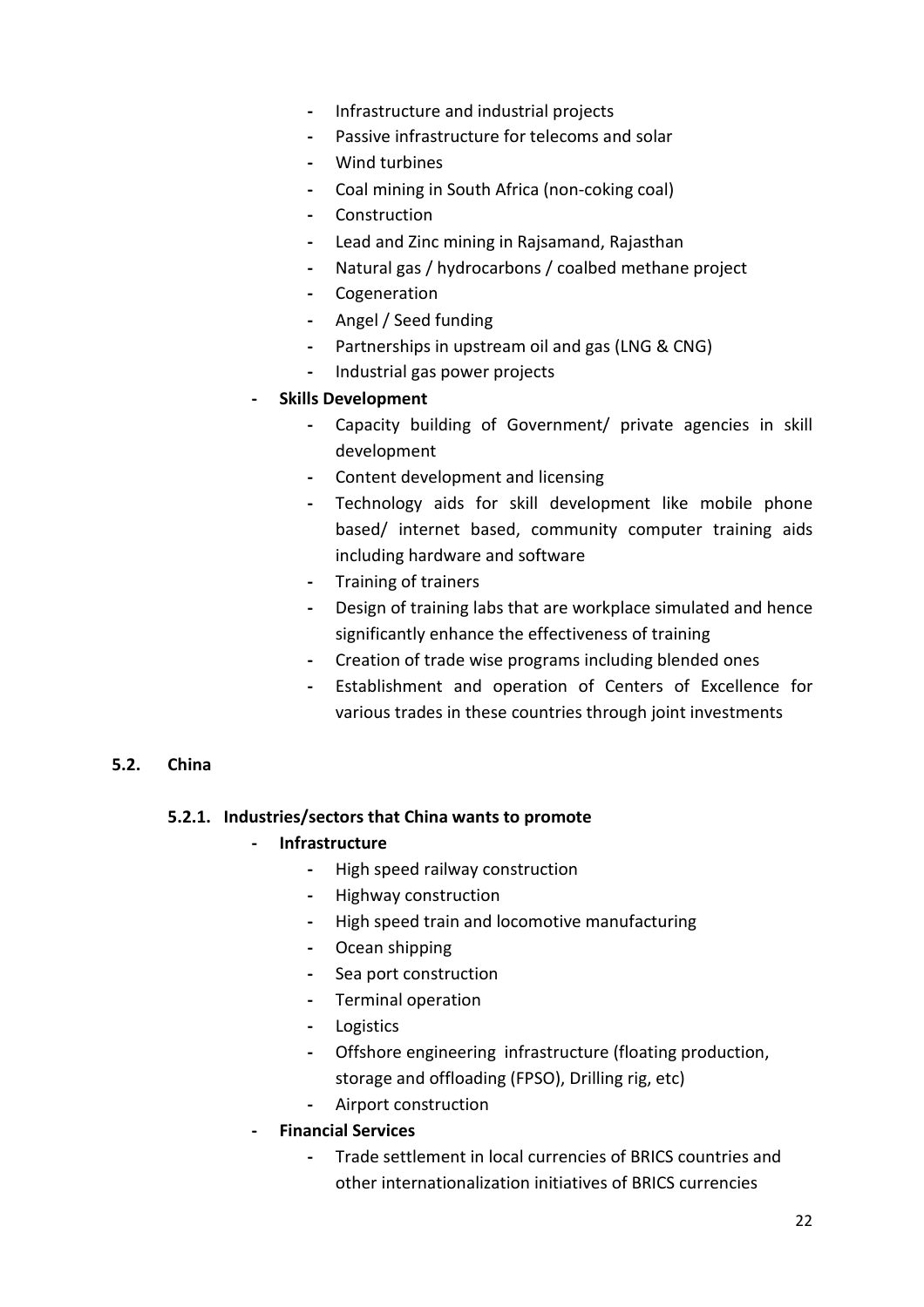- Infrastructure and industrial projects
- Passive infrastructure for telecoms and solar
- Wind turbines
- Coal mining in South Africa (non-coking coal)
- Construction
- Lead and Zinc mining in Rajsamand, Rajasthan
- Natural gas / hydrocarbons / coalbed methane project
- Cogeneration
- Angel / Seed funding
- Partnerships in upstream oil and gas (LNG & CNG)
- Industrial gas power projects

- **Skills Development**
  - Capacity building of Government/ private agencies in skill development
  - Content development and licensing
  - Technology aids for skill development like mobile phone based/ internet based, community computer training aids including hardware and software
  - Training of trainers
  - Design of training labs that are workplace simulated and hence significantly enhance the effectiveness of training
  - Creation of trade wise programs including blended ones
  - Establishment and operation of Centers of Excellence for various trades in these countries through joint investments

## 5.2. China

### 5.2.1. Industries/sectors that China wants to promote

- **Infrastructure**
  - High speed railway construction
  - Highway construction
  - High speed train and locomotive manufacturing
  - Ocean shipping
  - Sea port construction
  - Terminal operation
  - Logistics
  - Offshore engineering infrastructure (floating production, storage and offloading (FPSO), Drilling rig, etc)
  - Airport construction
- **Financial Services**
  - Trade settlement in local currencies of BRICS countries and other internationalization initiatives of BRICS currencies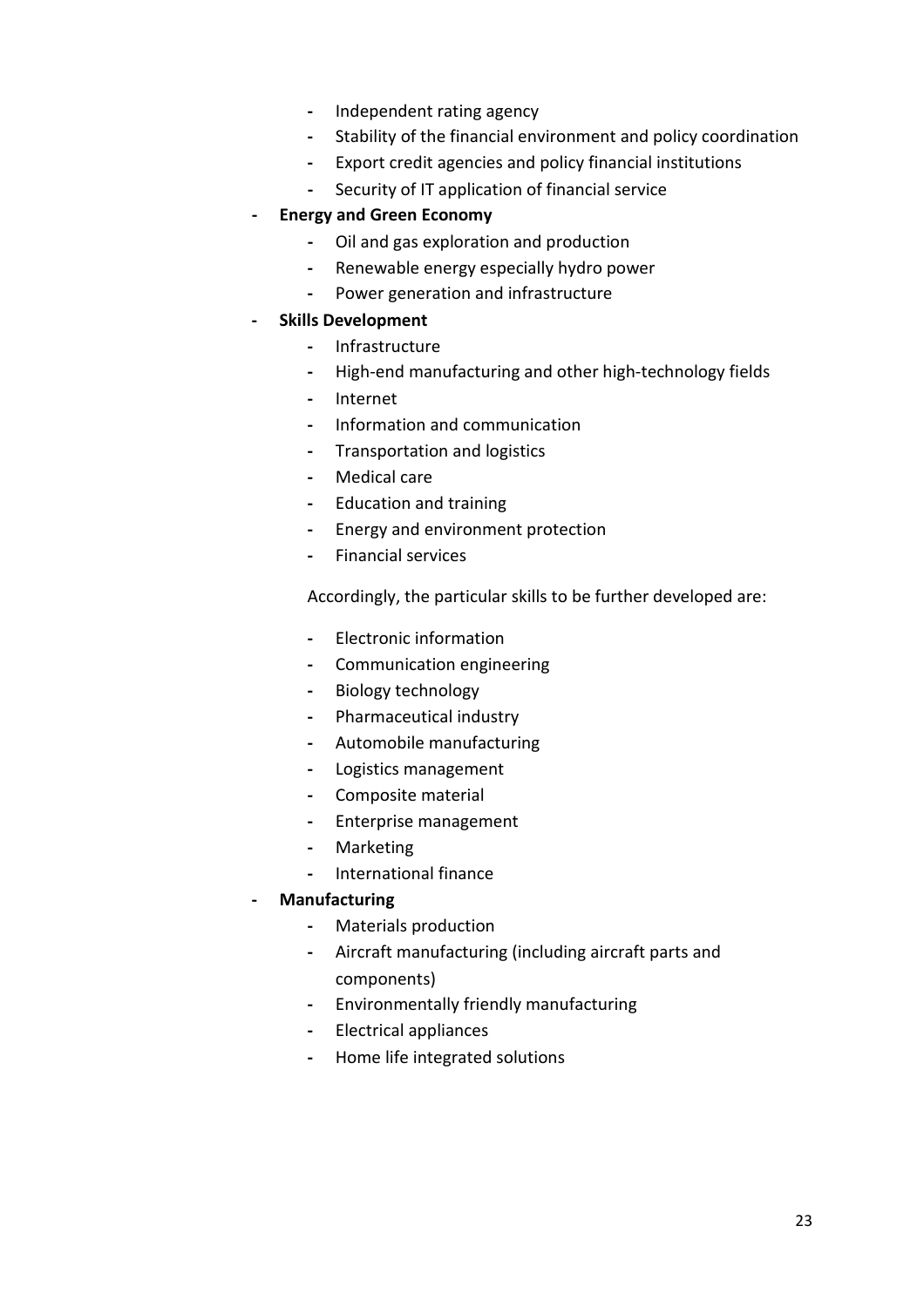- Independent rating agency
  - Stability of the financial environment and policy coordination
  - Export credit agencies and policy financial institutions
  - Security of IT application of financial service
- **Energy and Green Economy**
  - Oil and gas exploration and production
  - Renewable energy especially hydro power
  - Power generation and infrastructure
- **Skills Development**
  - Infrastructure
  - High-end manufacturing and other high-technology fields
  - Internet
  - Information and communication
  - Transportation and logistics
  - Medical care
  - Education and training
  - Energy and environment protection
  - Financial services

  Accordingly, the particular skills to be further developed are:

  - Electronic information
  - Communication engineering
  - Biology technology
  - Pharmaceutical industry
  - Automobile manufacturing
  - Logistics management
  - Composite material
  - Enterprise management
  - Marketing
  - International finance
- **Manufacturing**
  - Materials production
  - Aircraft manufacturing (including aircraft parts and components)
  - Environmentally friendly manufacturing
  - Electrical appliances
  - Home life integrated solutions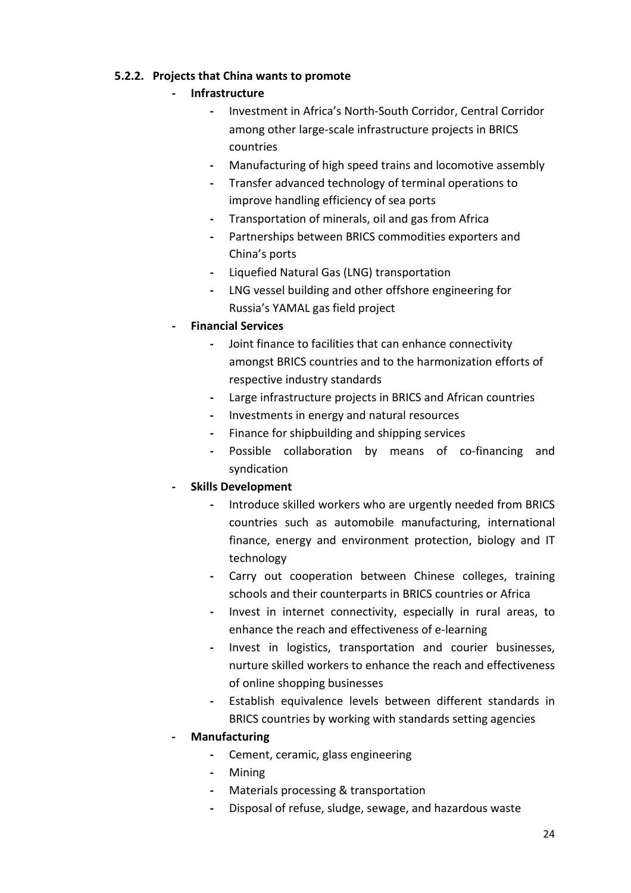### 5.2.2. Projects that China wants to promote

- **Infrastructure**
  - Investment in Africa's North-South Corridor, Central Corridor among other large-scale infrastructure projects in BRICS countries
  - Manufacturing of high speed trains and locomotive assembly
  - Transfer advanced technology of terminal operations to improve handling efficiency of sea ports
  - Transportation of minerals, oil and gas from Africa
  - Partnerships between BRICS commodities exporters and China's ports
  - Liquefied Natural Gas (LNG) transportation
  - LNG vessel building and other offshore engineering for Russia's YAMAL gas field project
- **Financial Services**
  - Joint finance to facilities that can enhance connectivity amongst BRICS countries and to the harmonization efforts of respective industry standards
  - Large infrastructure projects in BRICS and African countries
  - Investments in energy and natural resources
  - Finance for shipbuilding and shipping services
  - Possible collaboration by means of co-financing and syndication
- **Skills Development**
  - Introduce skilled workers who are urgently needed from BRICS countries such as automobile manufacturing, international finance, energy and environment protection, biology and IT technology
  - Carry out cooperation between Chinese colleges, training schools and their counterparts in BRICS countries or Africa
  - Invest in internet connectivity, especially in rural areas, to enhance the reach and effectiveness of e-learning
  - Invest in logistics, transportation and courier businesses, nurture skilled workers to enhance the reach and effectiveness of online shopping businesses
  - Establish equivalence levels between different standards in BRICS countries by working with standards setting agencies
- **Manufacturing**
  - Cement, ceramic, glass engineering
  - Mining
  - Materials processing & transportation
  - Disposal of refuse, sludge, sewage, and hazardous waste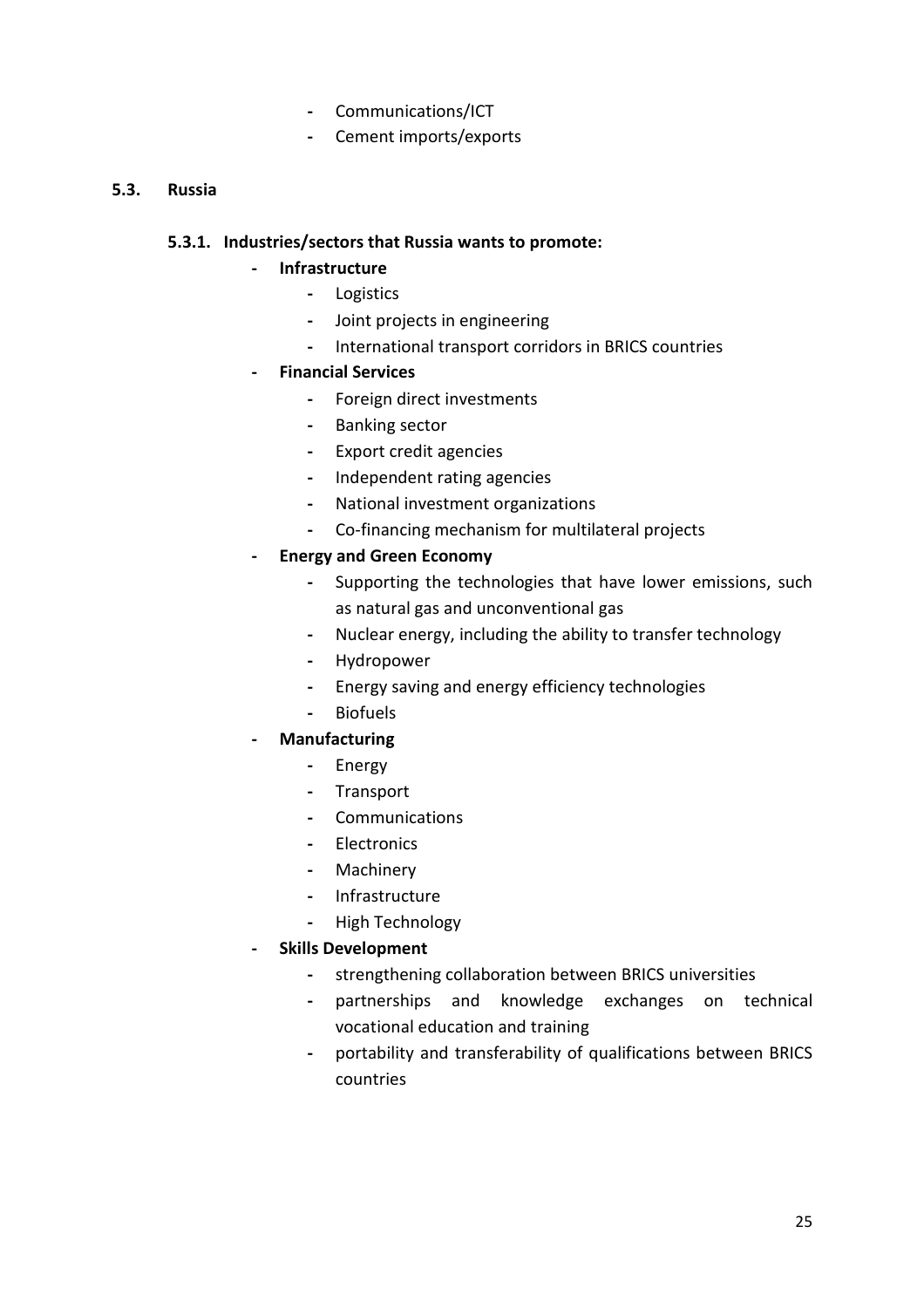- Communications/ICT
- Cement imports/exports

### 5.3. Russia

#### 5.3.1. Industries/sectors that Russia wants to promote:

- **Infrastructure**
    - Logistics
    - Joint projects in engineering
    - International transport corridors in BRICS countries
- **Financial Services**
    - Foreign direct investments
    - Banking sector
    - Export credit agencies
    - Independent rating agencies
    - National investment organizations
    - Co-financing mechanism for multilateral projects
- **Energy and Green Economy**
    - Supporting the technologies that have lower emissions, such as natural gas and unconventional gas
    - Nuclear energy, including the ability to transfer technology
    - Hydropower
    - Energy saving and energy efficiency technologies
    - Biofuels
- **Manufacturing**
    - Energy
    - Transport
    - Communications
    - Electronics
    - Machinery
    - Infrastructure
    - High Technology
- **Skills Development**
    - strengthening collaboration between BRICS universities
    - partnerships and knowledge exchanges on technical vocational education and training
    - portability and transferability of qualifications between BRICS countries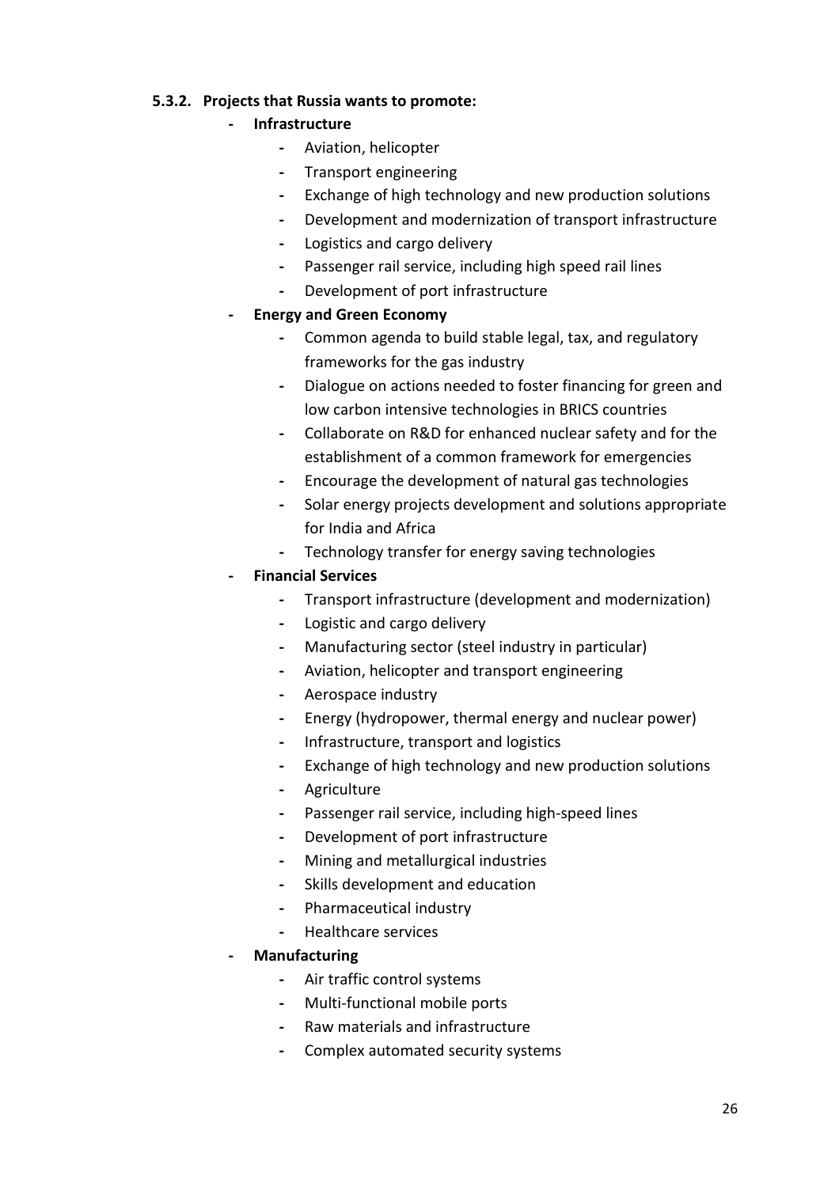### 5.3.2. Projects that Russia wants to promote:

- **Infrastructure**
    - Aviation, helicopter
    - Transport engineering
    - Exchange of high technology and new production solutions
    - Development and modernization of transport infrastructure
    - Logistics and cargo delivery
    - Passenger rail service, including high speed rail lines
    - Development of port infrastructure
- **Energy and Green Economy**
    - Common agenda to build stable legal, tax, and regulatory frameworks for the gas industry
    - Dialogue on actions needed to foster financing for green and low carbon intensive technologies in BRICS countries
    - Collaborate on R&D for enhanced nuclear safety and for the establishment of a common framework for emergencies
    - Encourage the development of natural gas technologies
    - Solar energy projects development and solutions appropriate for India and Africa
    - Technology transfer for energy saving technologies
- **Financial Services**
    - Transport infrastructure (development and modernization)
    - Logistic and cargo delivery
    - Manufacturing sector (steel industry in particular)
    - Aviation, helicopter and transport engineering
    - Aerospace industry
    - Energy (hydropower, thermal energy and nuclear power)
    - Infrastructure, transport and logistics
    - Exchange of high technology and new production solutions
    - Agriculture
    - Passenger rail service, including high-speed lines
    - Development of port infrastructure
    - Mining and metallurgical industries
    - Skills development and education
    - Pharmaceutical industry
    - Healthcare services
- **Manufacturing**
    - Air traffic control systems
    - Multi-functional mobile ports
    - Raw materials and infrastructure
    - Complex automated security systems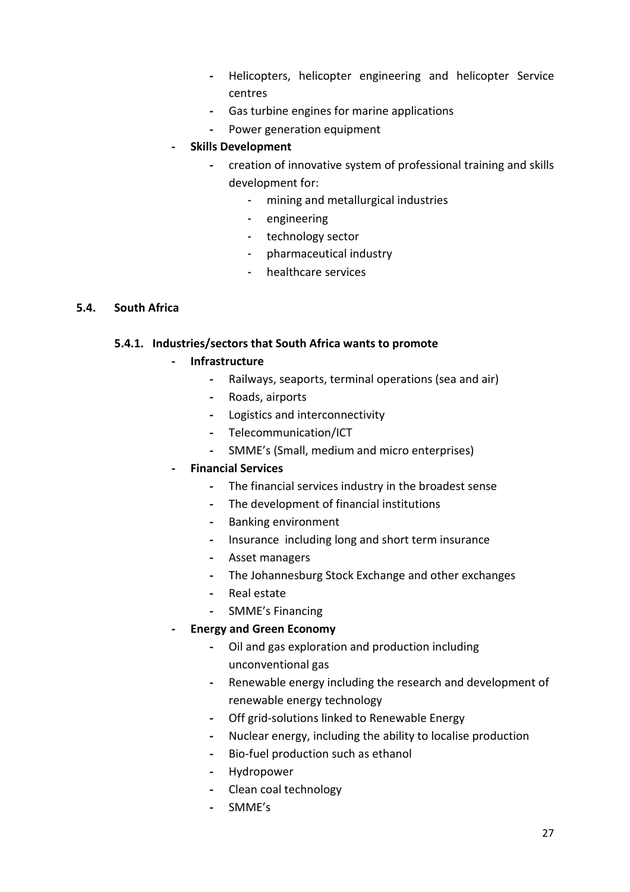- Helicopters, helicopter engineering and helicopter Service centres
  - Gas turbine engines for marine applications
  - Power generation equipment
- **Skills Development**
  - creation of innovative system of professional training and skills development for:
    - mining and metallurgical industries
    - engineering
    - technology sector
    - pharmaceutical industry
    - healthcare services

## 5.4. South Africa

### 5.4.1. Industries/sectors that South Africa wants to promote

- **Infrastructure**
  - Railways, seaports, terminal operations (sea and air)
  - Roads, airports
  - Logistics and interconnectivity
  - Telecommunication/ICT
  - SMME's (Small, medium and micro enterprises)
- **Financial Services**
  - The financial services industry in the broadest sense
  - The development of financial institutions
  - Banking environment
  - Insurance including long and short term insurance
  - Asset managers
  - The Johannesburg Stock Exchange and other exchanges
  - Real estate
  - SMME's Financing
- **Energy and Green Economy**
  - Oil and gas exploration and production including unconventional gas
  - Renewable energy including the research and development of renewable energy technology
  - Off grid-solutions linked to Renewable Energy
  - Nuclear energy, including the ability to localise production
  - Bio-fuel production such as ethanol
  - Hydropower
  - Clean coal technology
  - SMME's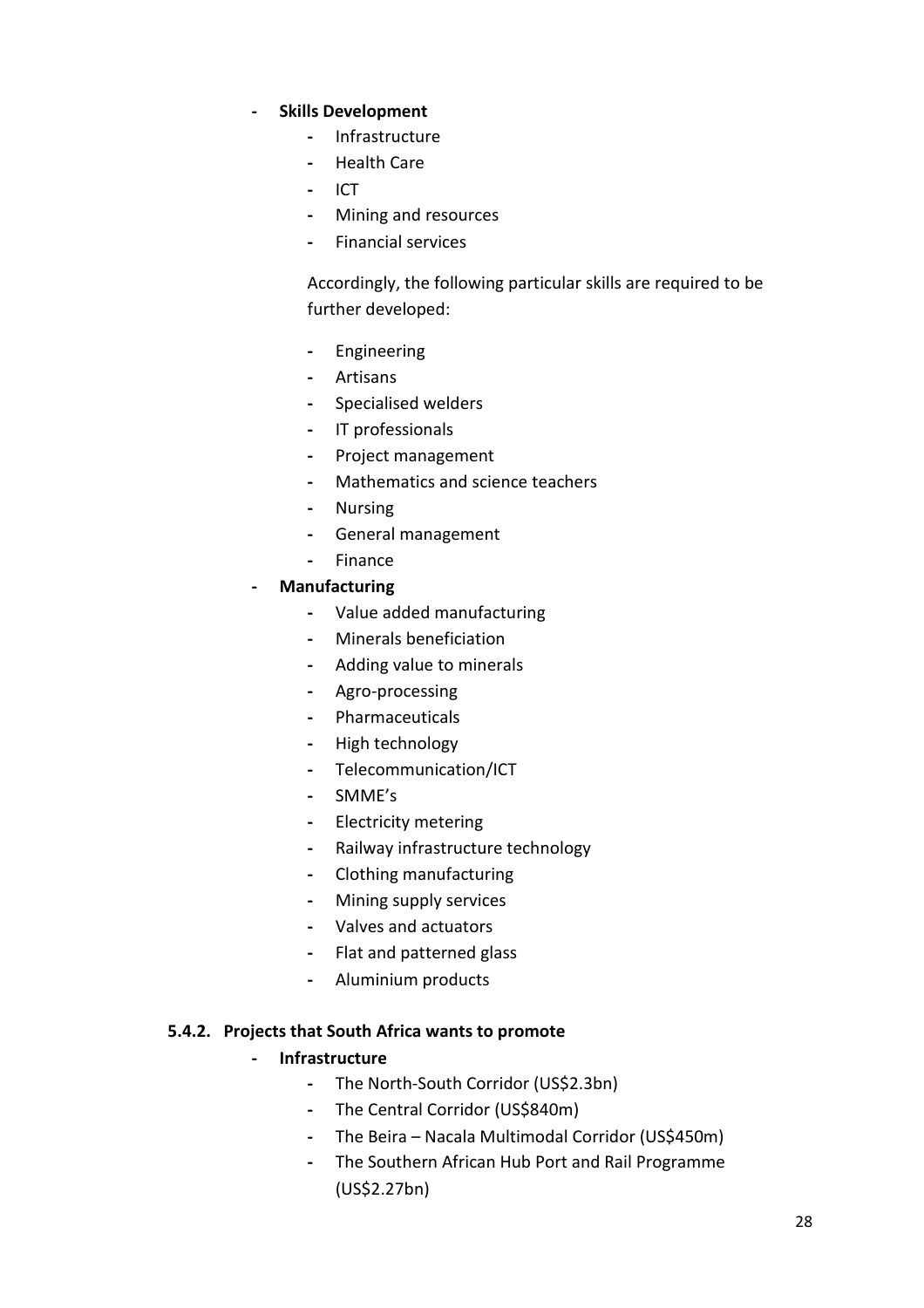- **Skills Development**
    - Infrastructure
    - Health Care
    - ICT
    - Mining and resources
    - Financial services

    Accordingly, the following particular skills are required to be further developed:

    - Engineering
    - Artisans
    - Specialised welders
    - IT professionals
    - Project management
    - Mathematics and science teachers
    - Nursing
    - General management
    - Finance
- **Manufacturing**
    - Value added manufacturing
    - Minerals beneficiation
    - Adding value to minerals
    - Agro-processing
    - Pharmaceuticals
    - High technology
    - Telecommunication/ICT
    - SMME's
    - Electricity metering
    - Railway infrastructure technology
    - Clothing manufacturing
    - Mining supply services
    - Valves and actuators
    - Flat and patterned glass
    - Aluminium products

#### 5.4.2. Projects that South Africa wants to promote

- **Infrastructure**
    - The North-South Corridor (US$2.3bn)
    - The Central Corridor (US$840m)
    - The Beira – Nacala Multimodal Corridor (US$450m)
    - The Southern African Hub Port and Rail Programme (US$2.27bn)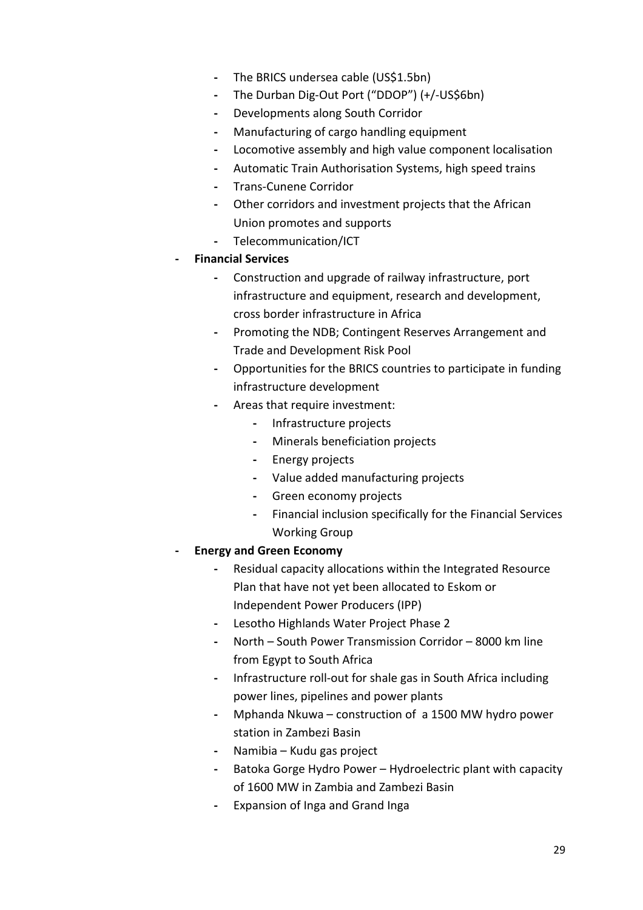- The BRICS undersea cable (US$1.5bn)
    - The Durban Dig-Out Port ("DDOP") (+/-US$6bn)
    - Developments along South Corridor
    - Manufacturing of cargo handling equipment
    - Locomotive assembly and high value component localisation
    - Automatic Train Authorisation Systems, high speed trains
    - Trans-Cunene Corridor
    - Other corridors and investment projects that the African Union promotes and supports
    - Telecommunication/ICT
- **Financial Services**
    - Construction and upgrade of railway infrastructure, port infrastructure and equipment, research and development, cross border infrastructure in Africa
    - Promoting the NDB; Contingent Reserves Arrangement and Trade and Development Risk Pool
    - Opportunities for the BRICS countries to participate in funding infrastructure development
    - Areas that require investment:
        - Infrastructure projects
        - Minerals beneficiation projects
        - Energy projects
        - Value added manufacturing projects
        - Green economy projects
        - Financial inclusion specifically for the Financial Services Working Group
- **Energy and Green Economy**
    - Residual capacity allocations within the Integrated Resource Plan that have not yet been allocated to Eskom or Independent Power Producers (IPP)
    - Lesotho Highlands Water Project Phase 2
    - North – South Power Transmission Corridor – 8000 km line from Egypt to South Africa
    - Infrastructure roll-out for shale gas in South Africa including power lines, pipelines and power plants
    - Mphanda Nkuwa – construction of a 1500 MW hydro power station in Zambezi Basin
    - Namibia – Kudu gas project
    - Batoka Gorge Hydro Power – Hydroelectric plant with capacity of 1600 MW in Zambia and Zambezi Basin
    - Expansion of Inga and Grand Inga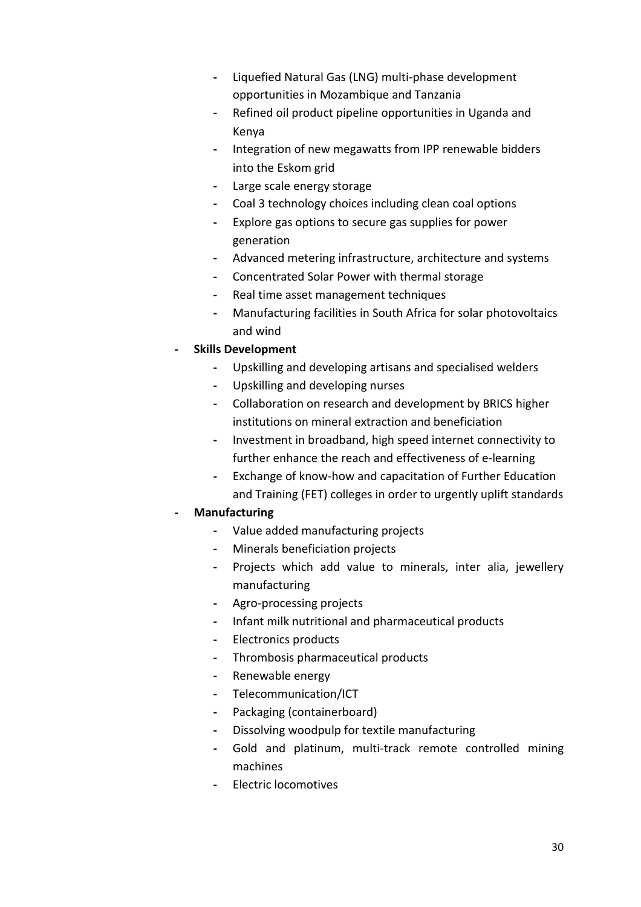- Liquefied Natural Gas (LNG) multi-phase development opportunities in Mozambique and Tanzania
    - Refined oil product pipeline opportunities in Uganda and Kenya
    - Integration of new megawatts from IPP renewable bidders into the Eskom grid
    - Large scale energy storage
    - Coal 3 technology choices including clean coal options
    - Explore gas options to secure gas supplies for power generation
    - Advanced metering infrastructure, architecture and systems
    - Concentrated Solar Power with thermal storage
    - Real time asset management techniques
    - Manufacturing facilities in South Africa for solar photovoltaics and wind

- **Skills Development**
    - Upskilling and developing artisans and specialised welders
    - Upskilling and developing nurses
    - Collaboration on research and development by BRICS higher institutions on mineral extraction and beneficiation
    - Investment in broadband, high speed internet connectivity to further enhance the reach and effectiveness of e-learning
    - Exchange of know-how and capacitation of Further Education and Training (FET) colleges in order to urgently uplift standards

- **Manufacturing**
    - Value added manufacturing projects
    - Minerals beneficiation projects
    - Projects which add value to minerals, inter alia, jewellery manufacturing
    - Agro-processing projects
    - Infant milk nutritional and pharmaceutical products
    - Electronics products
    - Thrombosis pharmaceutical products
    - Renewable energy
    - Telecommunication/ICT
    - Packaging (containerboard)
    - Dissolving woodpulp for textile manufacturing
    - Gold and platinum, multi-track remote controlled mining machines
    - Electric locomotives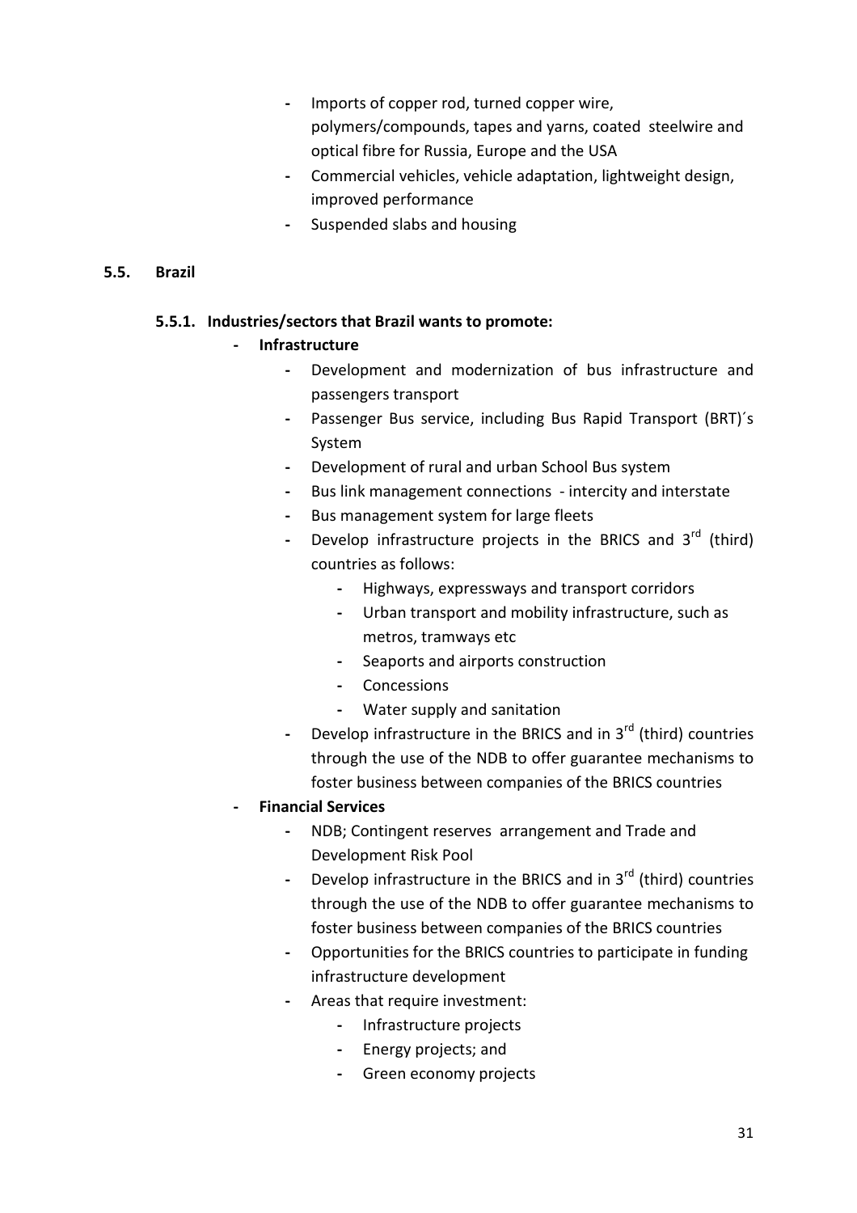- Imports of copper rod, turned copper wire, polymers/compounds, tapes and yarns, coated steelwire and optical fibre for Russia, Europe and the USA
- Commercial vehicles, vehicle adaptation, lightweight design, improved performance
- Suspended slabs and housing

## 5.5. Brazil

### 5.5.1. Industries/sectors that Brazil wants to promote:

- **Infrastructure**
  - Development and modernization of bus infrastructure and passengers transport
  - Passenger Bus service, including Bus Rapid Transport (BRT)´s System
  - Development of rural and urban School Bus system
  - Bus link management connections - intercity and interstate
  - Bus management system for large fleets
  - Develop infrastructure projects in the BRICS and 3rd (third) countries as follows:
    - Highways, expressways and transport corridors
    - Urban transport and mobility infrastructure, such as metros, tramways etc
    - Seaports and airports construction
    - Concessions
    - Water supply and sanitation
  - Develop infrastructure in the BRICS and in 3rd (third) countries through the use of the NDB to offer guarantee mechanisms to foster business between companies of the BRICS countries
- **Financial Services**
  - NDB; Contingent reserves arrangement and Trade and Development Risk Pool
  - Develop infrastructure in the BRICS and in 3rd (third) countries through the use of the NDB to offer guarantee mechanisms to foster business between companies of the BRICS countries
  - Opportunities for the BRICS countries to participate in funding infrastructure development
  - Areas that require investment:
    - Infrastructure projects
    - Energy projects; and
    - Green economy projects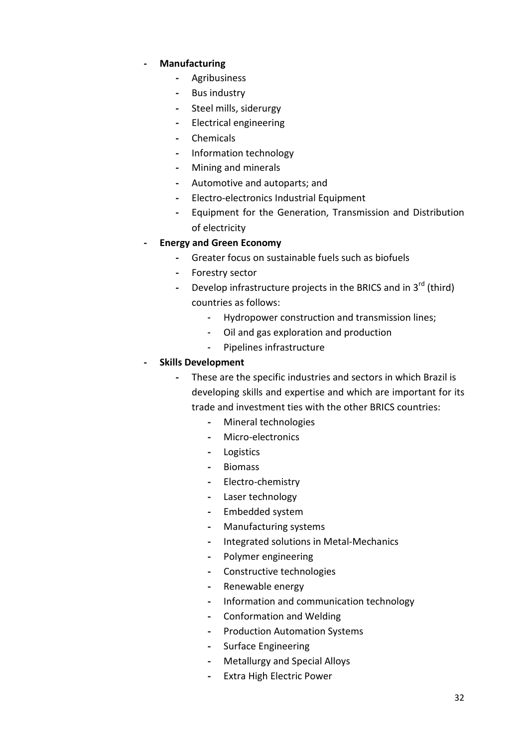- **Manufacturing**
    - Agribusiness
    - Bus industry
    - Steel mills, siderurgy
    - Electrical engineering
    - Chemicals
    - Information technology
    - Mining and minerals
    - Automotive and autoparts; and
    - Electro-electronics Industrial Equipment
    - Equipment for the Generation, Transmission and Distribution of electricity
- **Energy and Green Economy**
    - Greater focus on sustainable fuels such as biofuels
    - Forestry sector
    - Develop infrastructure projects in the BRICS and in 3rd (third) countries as follows:
        - Hydropower construction and transmission lines;
        - Oil and gas exploration and production
        - Pipelines infrastructure
- **Skills Development**
    - These are the specific industries and sectors in which Brazil is developing skills and expertise and which are important for its trade and investment ties with the other BRICS countries:
        - Mineral technologies
        - Micro-electronics
        - Logistics
        - Biomass
        - Electro-chemistry
        - Laser technology
        - Embedded system
        - Manufacturing systems
        - Integrated solutions in Metal-Mechanics
        - Polymer engineering
        - Constructive technologies
        - Renewable energy
        - Information and communication technology
        - Conformation and Welding
        - Production Automation Systems
        - Surface Engineering
        - Metallurgy and Special Alloys
        - Extra High Electric Power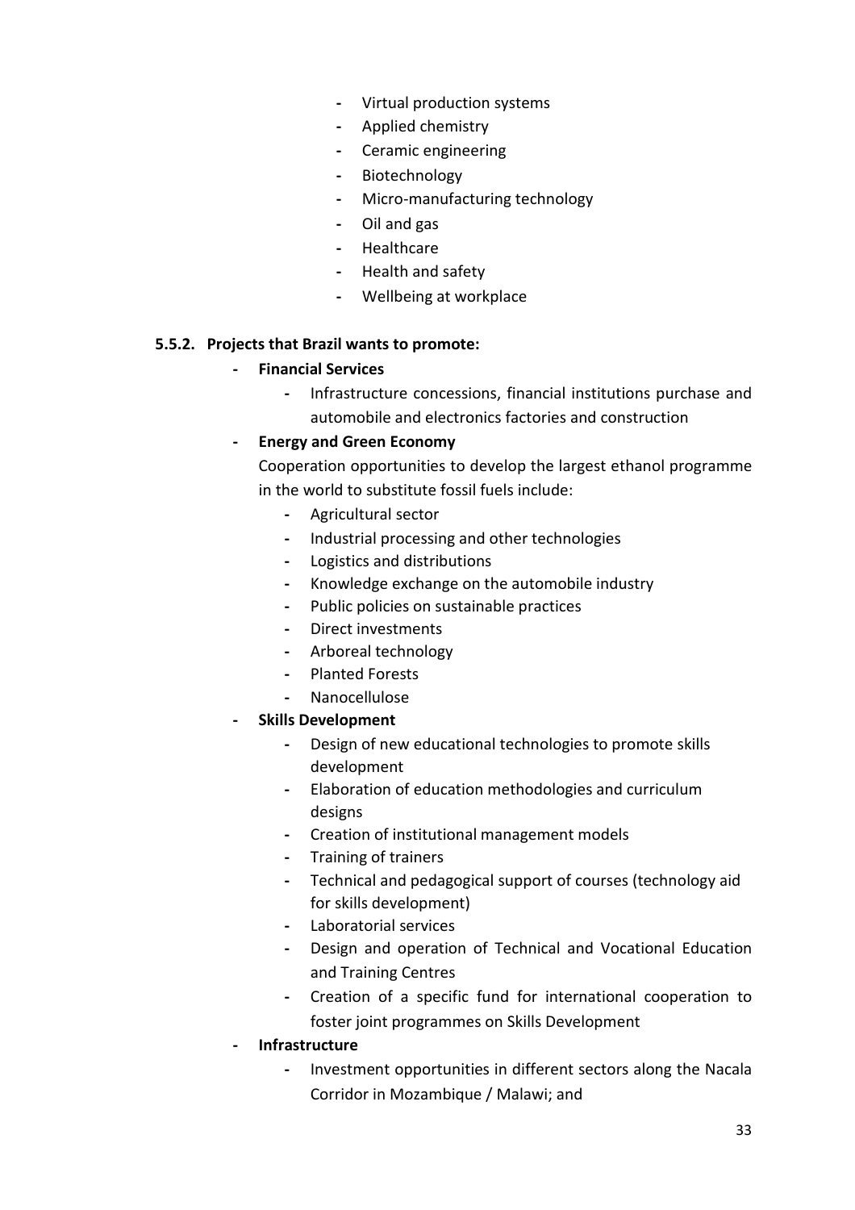- Virtual production systems
- Applied chemistry
- Ceramic engineering
- Biotechnology
- Micro-manufacturing technology
- Oil and gas
- Healthcare
- Health and safety
- Wellbeing at workplace

### 5.5.2. Projects that Brazil wants to promote:

- **Financial Services**
  - Infrastructure concessions, financial institutions purchase and automobile and electronics factories and construction
- **Energy and Green Economy**

  Cooperation opportunities to develop the largest ethanol programme in the world to substitute fossil fuels include:

  - Agricultural sector
  - Industrial processing and other technologies
  - Logistics and distributions
  - Knowledge exchange on the automobile industry
  - Public policies on sustainable practices
  - Direct investments
  - Arboreal technology
  - Planted Forests
  - Nanocellulose
- **Skills Development**
  - Design of new educational technologies to promote skills development
  - Elaboration of education methodologies and curriculum designs
  - Creation of institutional management models
  - Training of trainers
  - Technical and pedagogical support of courses (technology aid for skills development)
  - Laboratorial services
  - Design and operation of Technical and Vocational Education and Training Centres
  - Creation of a specific fund for international cooperation to foster joint programmes on Skills Development
- **Infrastructure**
  - Investment opportunities in different sectors along the Nacala Corridor in Mozambique / Malawi; and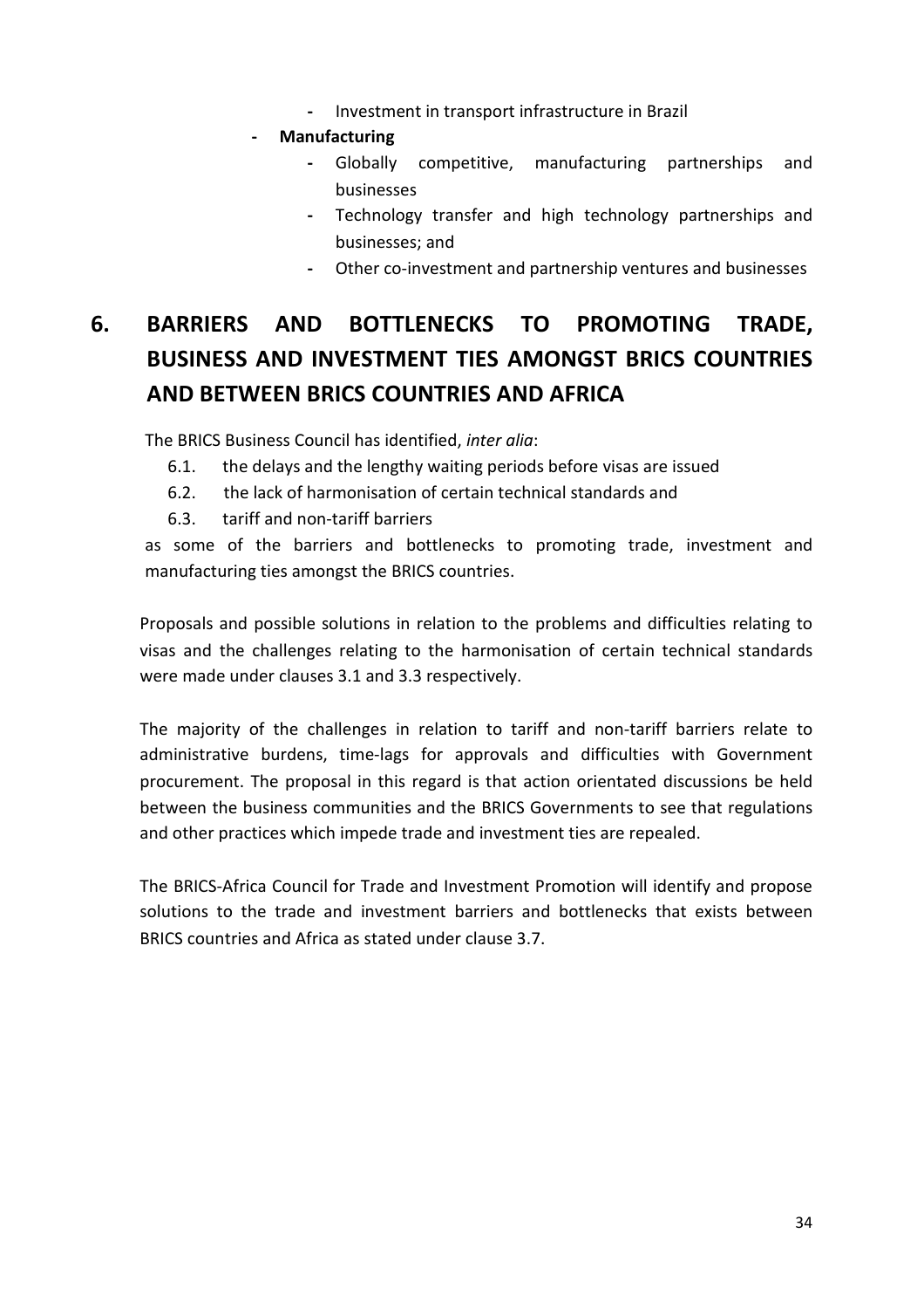- Investment in transport infrastructure in Brazil

- **Manufacturing**
  - Globally competitive, manufacturing partnerships and businesses
  - Technology transfer and high technology partnerships and businesses; and
  - Other co-investment and partnership ventures and businesses

## 6. BARRIERS AND BOTTLENECKS TO PROMOTING TRADE, BUSINESS AND INVESTMENT TIES AMONGST BRICS COUNTRIES AND BETWEEN BRICS COUNTRIES AND AFRICA

The BRICS Business Council has identified, *inter alia*:

6.1. the delays and the lengthy waiting periods before visas are issued

6.2. the lack of harmonisation of certain technical standards and

6.3. tariff and non-tariff barriers

as some of the barriers and bottlenecks to promoting trade, investment and manufacturing ties amongst the BRICS countries.

Proposals and possible solutions in relation to the problems and difficulties relating to visas and the challenges relating to the harmonisation of certain technical standards were made under clauses 3.1 and 3.3 respectively.

The majority of the challenges in relation to tariff and non-tariff barriers relate to administrative burdens, time-lags for approvals and difficulties with Government procurement. The proposal in this regard is that action orientated discussions be held between the business communities and the BRICS Governments to see that regulations and other practices which impede trade and investment ties are repealed.

The BRICS-Africa Council for Trade and Investment Promotion will identify and propose solutions to the trade and investment barriers and bottlenecks that exists between BRICS countries and Africa as stated under clause 3.7.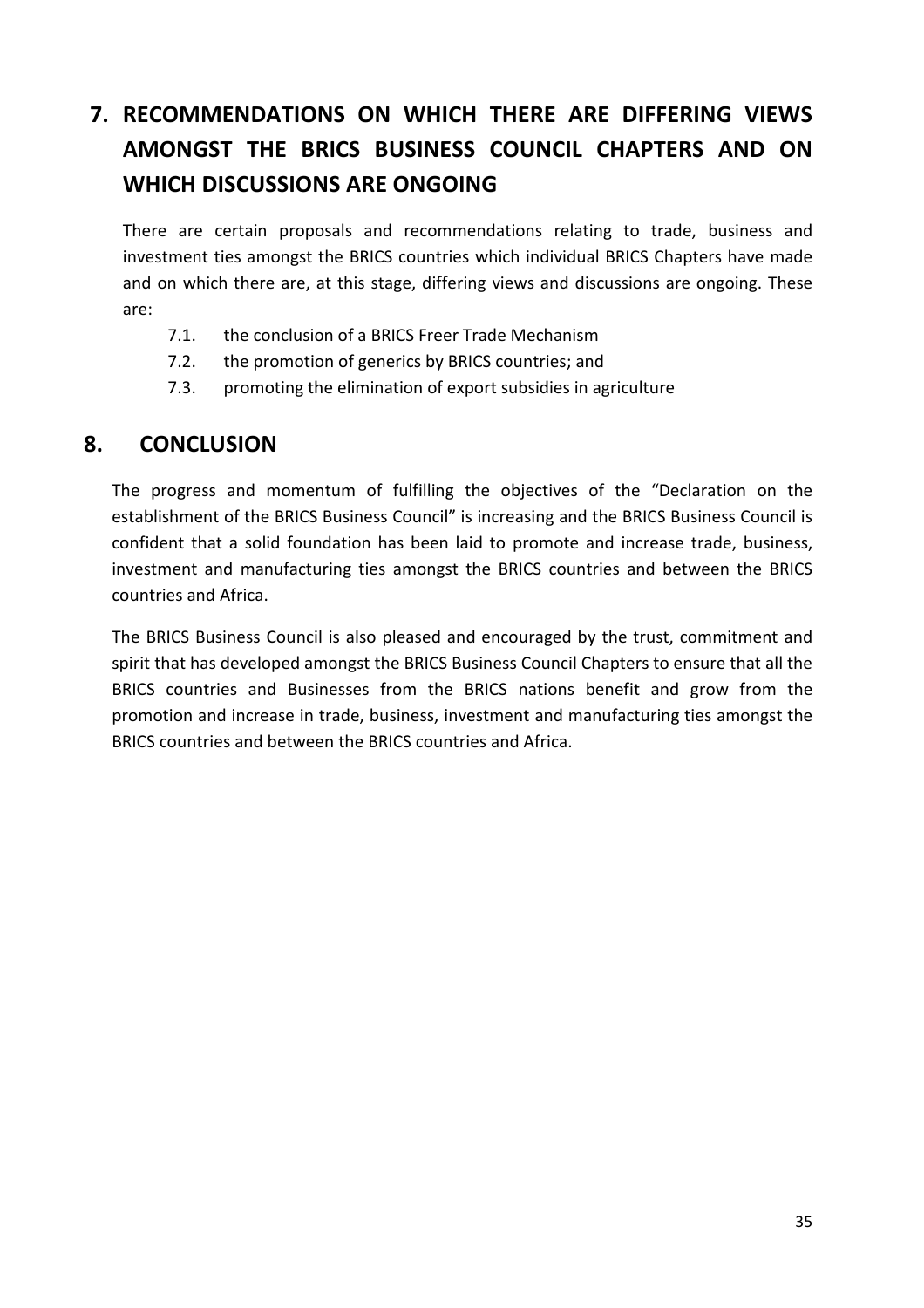## 7. RECOMMENDATIONS ON WHICH THERE ARE DIFFERING VIEWS AMONGST THE BRICS BUSINESS COUNCIL CHAPTERS AND ON WHICH DISCUSSIONS ARE ONGOING

There are certain proposals and recommendations relating to trade, business and investment ties amongst the BRICS countries which individual BRICS Chapters have made and on which there are, at this stage, differing views and discussions are ongoing. These are:

7.1. the conclusion of a BRICS Freer Trade Mechanism

7.2. the promotion of generics by BRICS countries; and

7.3. promoting the elimination of export subsidies in agriculture

## 8. CONCLUSION

The progress and momentum of fulfilling the objectives of the "Declaration on the establishment of the BRICS Business Council" is increasing and the BRICS Business Council is confident that a solid foundation has been laid to promote and increase trade, business, investment and manufacturing ties amongst the BRICS countries and between the BRICS countries and Africa.

The BRICS Business Council is also pleased and encouraged by the trust, commitment and spirit that has developed amongst the BRICS Business Council Chapters to ensure that all the BRICS countries and Businesses from the BRICS nations benefit and grow from the promotion and increase in trade, business, investment and manufacturing ties amongst the BRICS countries and between the BRICS countries and Africa.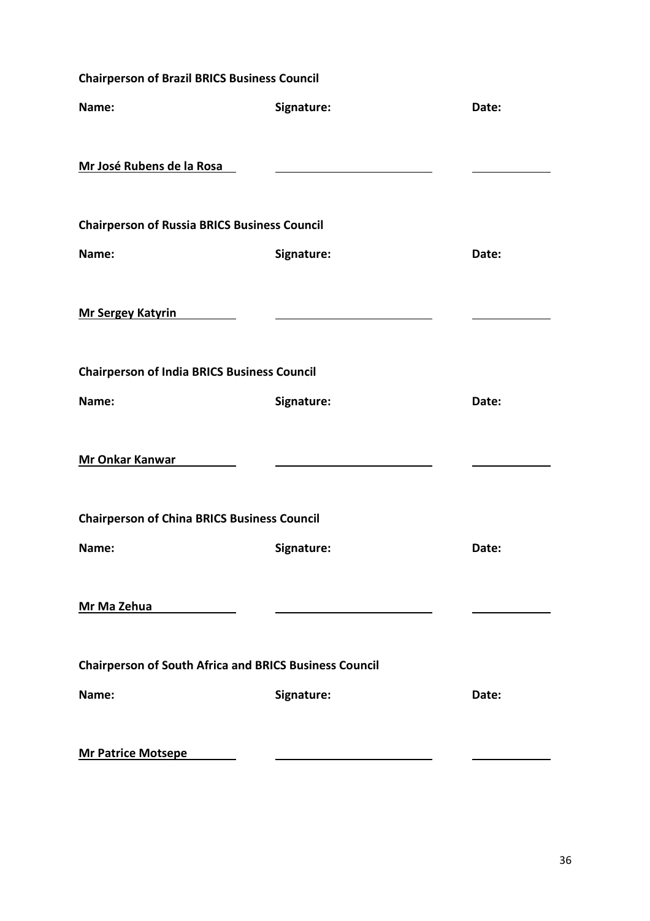**Chairperson of Brazil BRICS Business Council**

| Name: | Signature: | Date: |
| --- | --- | --- |
| Mr José Rubens de la Rosa | | |

**Chairperson of Russia BRICS Business Council**

| Name: | Signature: | Date: |
| --- | --- | --- |
| Mr Sergey Katyrin | | |

**Chairperson of India BRICS Business Council**

| Name: | Signature: | Date: |
| --- | --- | --- |
| Mr Onkar Kanwar | | |

**Chairperson of China BRICS Business Council**

| Name: | Signature: | Date: |
| --- | --- | --- |
| Mr Ma Zehua | | |

**Chairperson of South Africa and BRICS Business Council**

| Name: | Signature: | Date: |
| --- | --- | --- |
| Mr Patrice Motsepe | | |